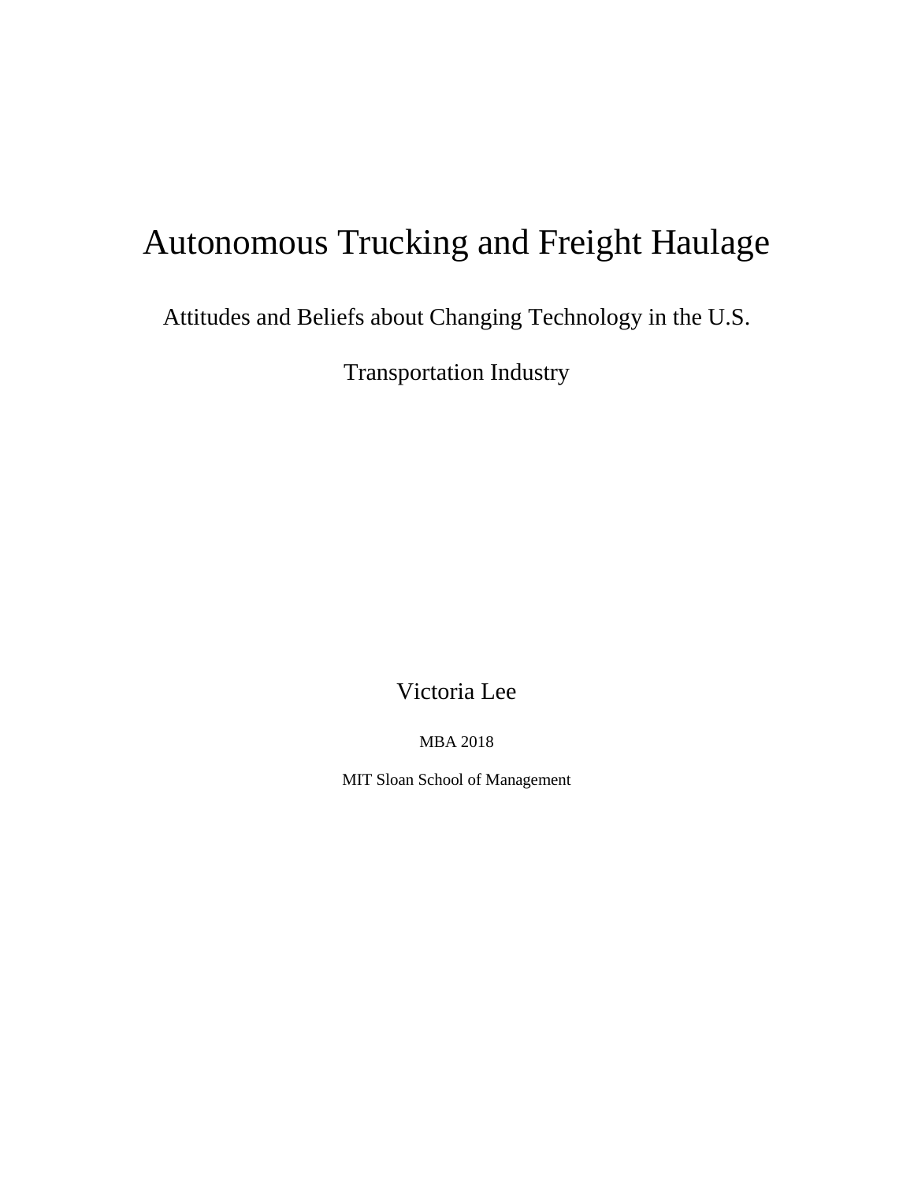# Autonomous Trucking and Freight Haulage

Attitudes and Beliefs about Changing Technology in the U.S.

Transportation Industry

Victoria Lee

MBA 2018

MIT Sloan School of Management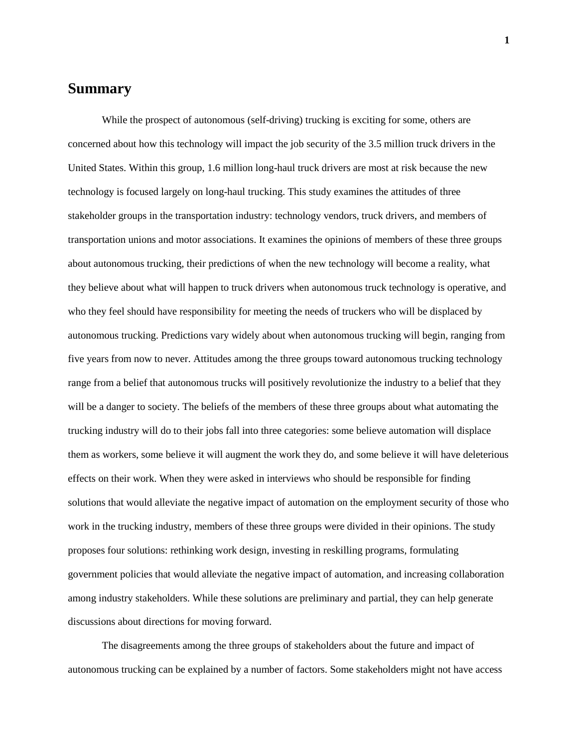# Summary

While the prospect of autonomous (self-driving) trucking is exciting for some, others are concerned about how this technology will impact the job security of the 3.5 million truck drivers in the United States. Within this group, 1.6 million long-haul truck drivers are most at risk because the new technology is focused largely on long-haul trucking. This study examines the attitudes of three stakeholder groups in the transportation industry: technology vendors, truck drivers, and members of transportation unions and motor associations. It examines the opinions of members of these three groups about autonomous trucking, their predictions of when the new technology will become a reality, what they believe about what will happen to truck drivers when autonomous truck technology is operative, and who they feel should have responsibility for meeting the needs of truckers who will be displaced by autonomous trucking. Predictions vary widely about when autonomous trucking will begin, ranging from five years from now to never. Attitudes among the three groups toward autonomous trucking technology range from a belief that autonomous trucks will positively revolutionize the industry to a belief that they will be a danger to society. The beliefs of the members of these three groups about what automating the trucking industry will do to their jobs fall into three categories: some believe automation will displace them as workers, some believe it will augment the work they do, and some believe it will have deleterious effects on their work. When they were asked in interviews who should be responsible for finding solutions that would alleviate the negative impact of automation on the employment security of those who work in the trucking industry, members of these three groups were divided in their opinions. The study proposes four solutions: rethinking work design, investing in reskilling programs, formulating government policies that would alleviate the negative impact of automation, and increasing collaboration among industry stakeholders. While these solutions are preliminary and partial, they can help generate discussions about directions for moving forward.

The disagreements among the three groups of stakeholders about the future and impact of autonomous trucking can be explained by a number of factors. Some stakeholders might not have access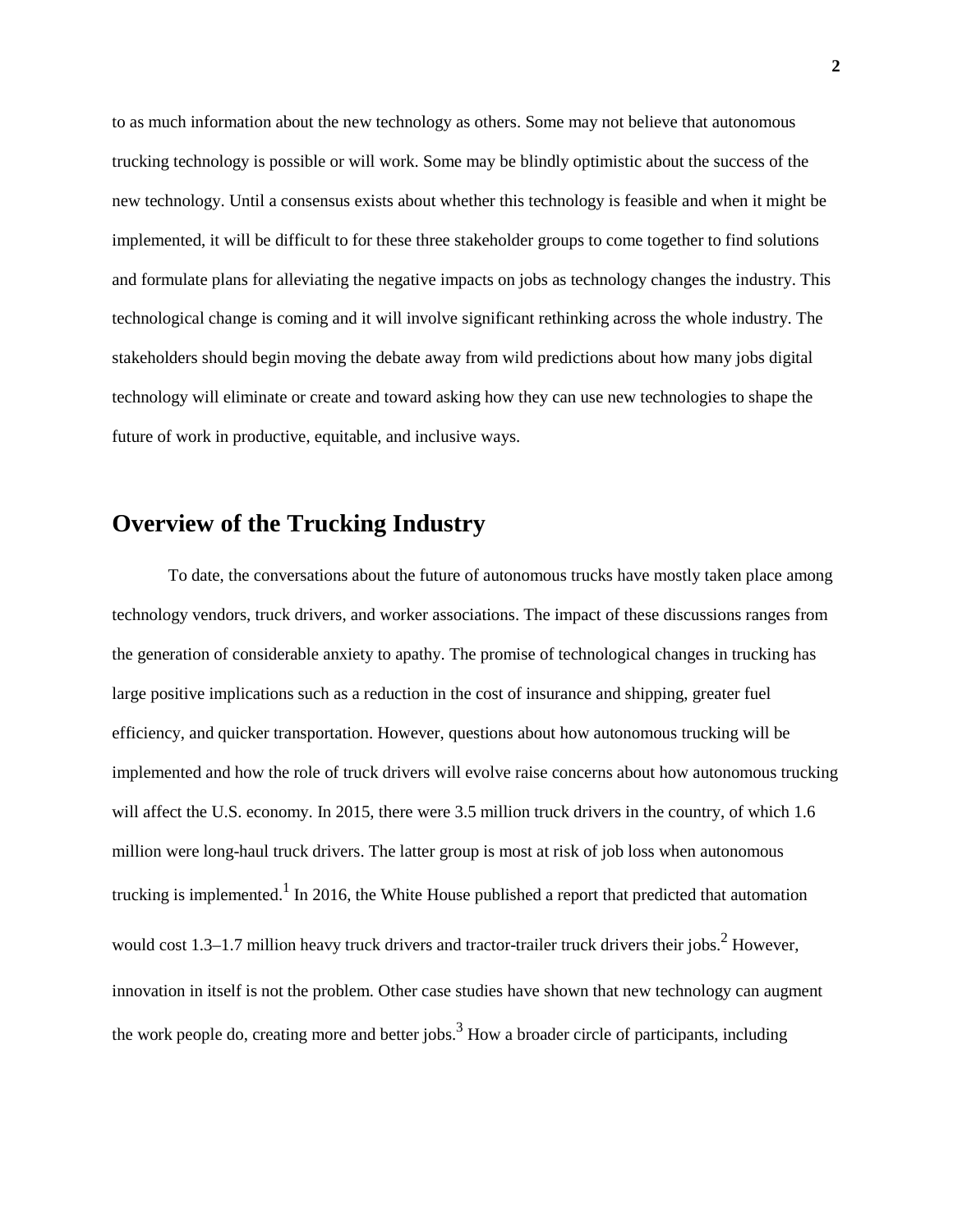to as much information about the new technology as others. Some may not believe that autonomous trucking technology is possible or will work. Some may be blindly optimistic about the success of the new technology. Until a consensus exists about whether this technology is feasible and when it might be implemented, it will be difficult to for these three stakeholder groups to come together to find solutions and formulate plans for alleviating the negative impacts on jobs as technology changes the industry. This technological change is coming and it will involve significant rethinking across the whole industry. The stakeholders should begin moving the debate away from wild predictions about how many jobs digital technology will eliminate or create and toward asking how they can use new technologies to shape the future of work in productive, equitable, and inclusive ways.

## Overview of the Trucking Industry

To date, the conversations about the future of autonomous trucks have mostly taken place among technology vendors, truck drivers, and worker associations. The impact of these discussions ranges from the generation of considerable anxiety to apathy. The promise of technological changes in trucking has large positive implications such as a reduction in the cost of insurance and shipping, greater fuel efficiency, and quicker transportation. However, questions about how autonomous trucking will be implemented and how the role of truck drivers will evolve raise concerns about how autonomous trucking will affect the U.S. economy. In 2015, there were 3.5 million truck drivers in the country, of which 1.6 million were long-haul truck drivers. The latter group is most at risk of job loss when autonomous trucking is implemented.[1] In 2016, the White House published a report that predicted that automation would cost 1.3–1.7 million heavy truck drivers and tractor-trailer truck drivers their jobs.[2] However, innovation in itself is not the problem. Other case studies have shown that new technology can augment the work people do, creating more and better jobs.[3] How a broader circle of participants, including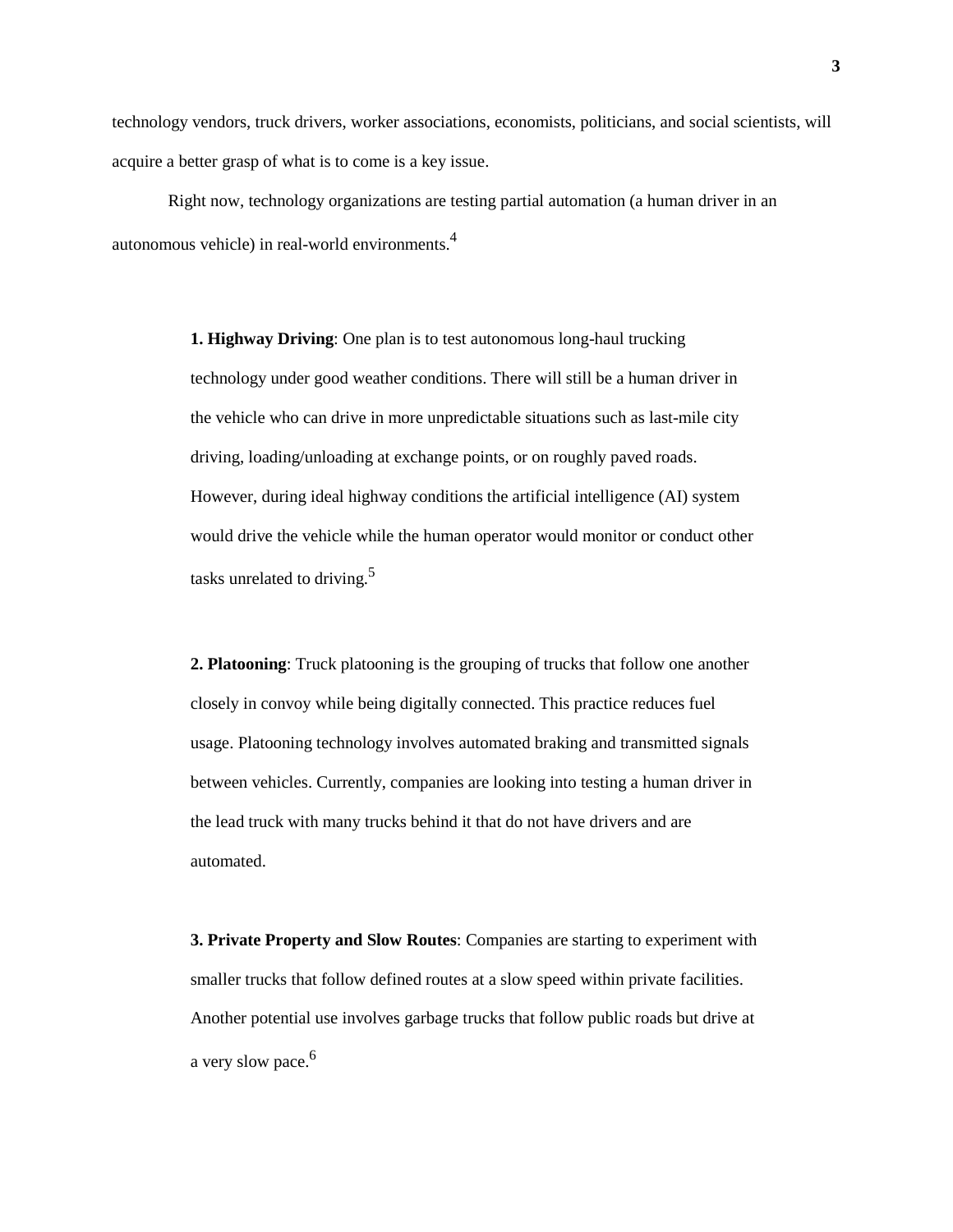technology vendors, truck drivers, worker associations, economists, politicians, and social scientists, will acquire a better grasp of what is to come is a key issue.

Right now, technology organizations are testing partial automation (a human driver in an autonomous vehicle) in real-world environments.[4]

**1. Highway Driving**: One plan is to test autonomous long-haul trucking technology under good weather conditions. There will still be a human driver in the vehicle who can drive in more unpredictable situations such as last-mile city driving, loading/unloading at exchange points, or on roughly paved roads. However, during ideal highway conditions the artificial intelligence (AI) system would drive the vehicle while the human operator would monitor or conduct other tasks unrelated to driving.[5]

**2. Platooning**: Truck platooning is the grouping of trucks that follow one another closely in convoy while being digitally connected. This practice reduces fuel usage. Platooning technology involves automated braking and transmitted signals between vehicles. Currently, companies are looking into testing a human driver in the lead truck with many trucks behind it that do not have drivers and are automated.

**3. Private Property and Slow Routes**: Companies are starting to experiment with smaller trucks that follow defined routes at a slow speed within private facilities. Another potential use involves garbage trucks that follow public roads but drive at a very slow pace.[6]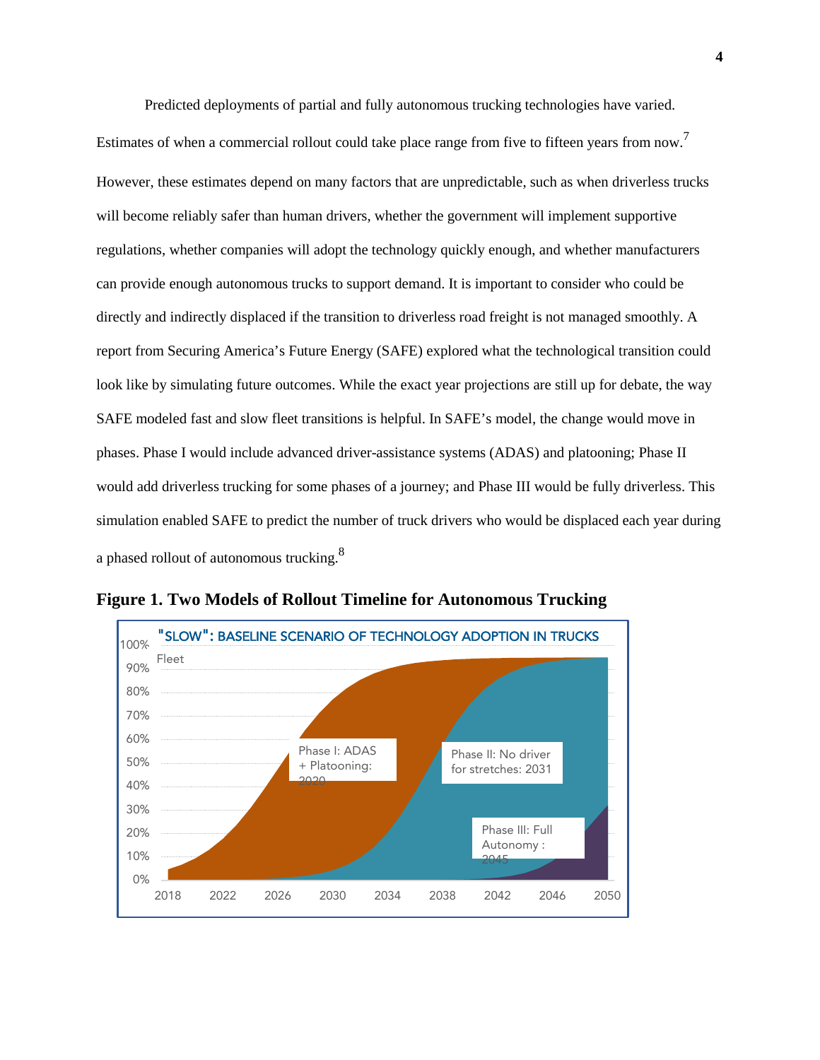Predicted deployments of partial and fully autonomous trucking technologies have varied. Estimates of when a commercial rollout could take place range from five to fifteen years from now.[7] However, these estimates depend on many factors that are unpredictable, such as when driverless trucks will become reliably safer than human drivers, whether the government will implement supportive regulations, whether companies will adopt the technology quickly enough, and whether manufacturers can provide enough autonomous trucks to support demand. It is important to consider who could be directly and indirectly displaced if the transition to driverless road freight is not managed smoothly. A report from Securing America's Future Energy (SAFE) explored what the technological transition could look like by simulating future outcomes. While the exact year projections are still up for debate, the way SAFE modeled fast and slow fleet transitions is helpful. In SAFE's model, the change would move in phases. Phase I would include advanced driver-assistance systems (ADAS) and platooning; Phase II would add driverless trucking for some phases of a journey; and Phase III would be fully driverless. This simulation enabled SAFE to predict the number of truck drivers who would be displaced each year during a phased rollout of autonomous trucking.[8]

**Figure 1. Two Models of Rollout Timeline for Autonomous Trucking**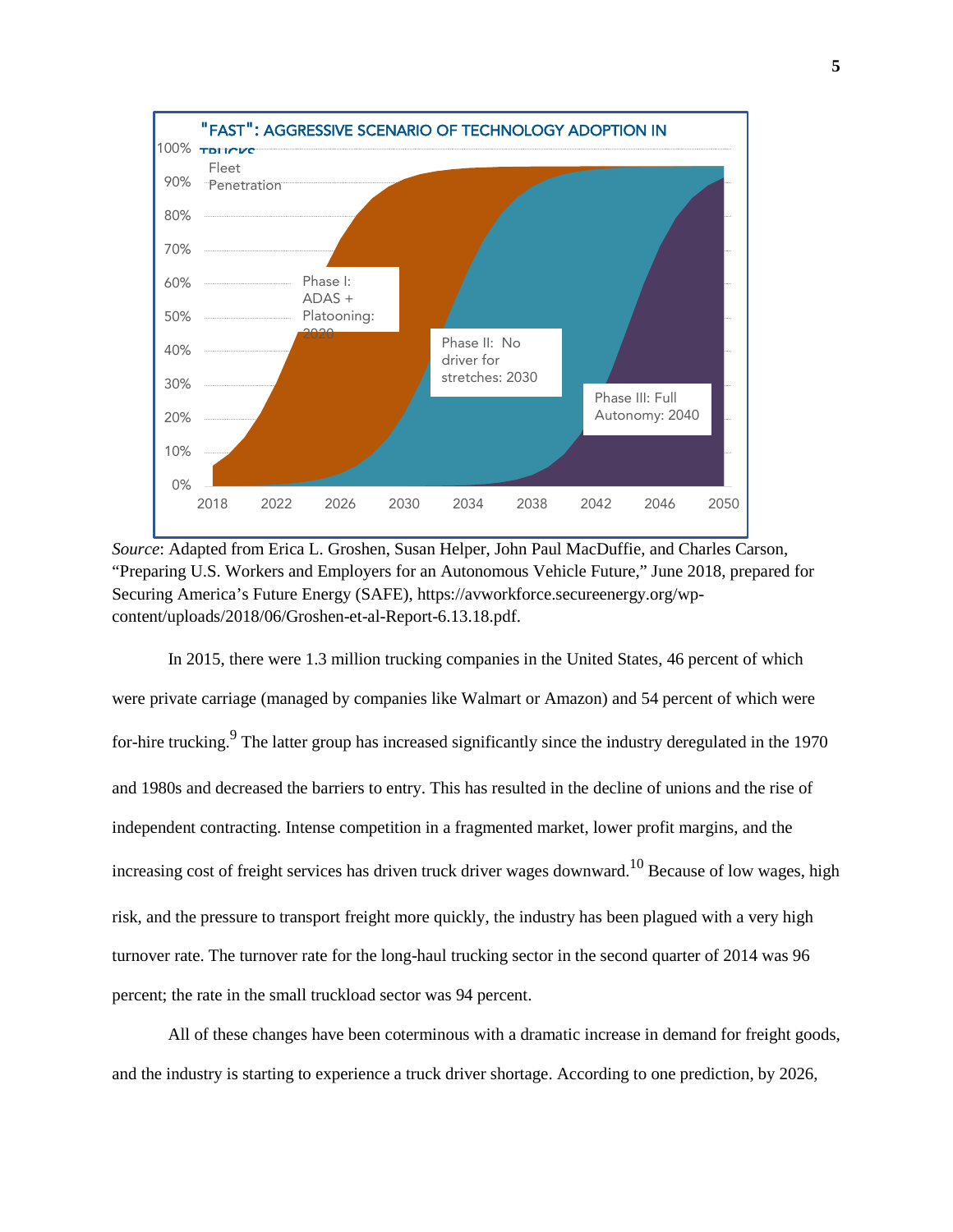"FAST": AGGRESSIVE SCENARIO OF TECHNOLOGY ADOPTION IN TRUCKS

*Source*: Adapted from Erica L. Groshen, Susan Helper, John Paul MacDuffie, and Charles Carson, "Preparing U.S. Workers and Employers for an Autonomous Vehicle Future," June 2018, prepared for Securing America's Future Energy (SAFE), https://avworkforce.secureenergy.org/wp-content/uploads/2018/06/Groshen-et-al-Report-6.13.18.pdf.

In 2015, there were 1.3 million trucking companies in the United States, 46 percent of which were private carriage (managed by companies like Walmart or Amazon) and 54 percent of which were for-hire trucking.[9] The latter group has increased significantly since the industry deregulated in the 1970 and 1980s and decreased the barriers to entry. This has resulted in the decline of unions and the rise of independent contracting. Intense competition in a fragmented market, lower profit margins, and the increasing cost of freight services has driven truck driver wages downward.[10] Because of low wages, high risk, and the pressure to transport freight more quickly, the industry has been plagued with a very high turnover rate. The turnover rate for the long-haul trucking sector in the second quarter of 2014 was 96 percent; the rate in the small truckload sector was 94 percent.

All of these changes have been coterminous with a dramatic increase in demand for freight goods, and the industry is starting to experience a truck driver shortage. According to one prediction, by 2026,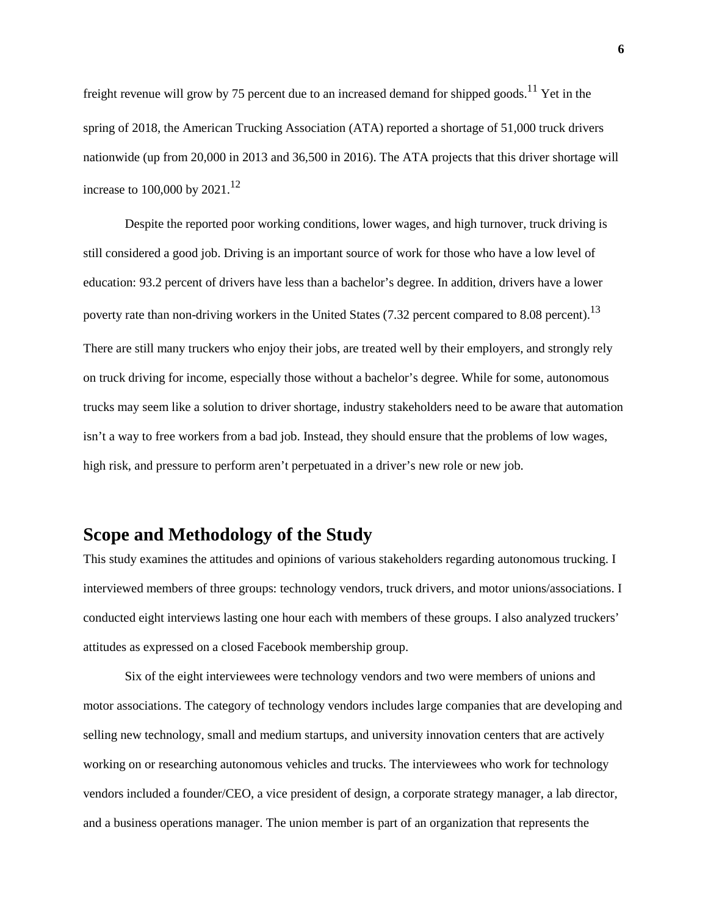freight revenue will grow by 75 percent due to an increased demand for shipped goods.[11] Yet in the spring of 2018, the American Trucking Association (ATA) reported a shortage of 51,000 truck drivers nationwide (up from 20,000 in 2013 and 36,500 in 2016). The ATA projects that this driver shortage will increase to 100,000 by 2021.[12]

Despite the reported poor working conditions, lower wages, and high turnover, truck driving is still considered a good job. Driving is an important source of work for those who have a low level of education: 93.2 percent of drivers have less than a bachelor's degree. In addition, drivers have a lower poverty rate than non-driving workers in the United States (7.32 percent compared to 8.08 percent).[13] There are still many truckers who enjoy their jobs, are treated well by their employers, and strongly rely on truck driving for income, especially those without a bachelor's degree. While for some, autonomous trucks may seem like a solution to driver shortage, industry stakeholders need to be aware that automation isn't a way to free workers from a bad job. Instead, they should ensure that the problems of low wages, high risk, and pressure to perform aren't perpetuated in a driver's new role or new job.

## Scope and Methodology of the Study

This study examines the attitudes and opinions of various stakeholders regarding autonomous trucking. I interviewed members of three groups: technology vendors, truck drivers, and motor unions/associations. I conducted eight interviews lasting one hour each with members of these groups. I also analyzed truckers' attitudes as expressed on a closed Facebook membership group.

Six of the eight interviewees were technology vendors and two were members of unions and motor associations. The category of technology vendors includes large companies that are developing and selling new technology, small and medium startups, and university innovation centers that are actively working on or researching autonomous vehicles and trucks. The interviewees who work for technology vendors included a founder/CEO, a vice president of design, a corporate strategy manager, a lab director, and a business operations manager. The union member is part of an organization that represents the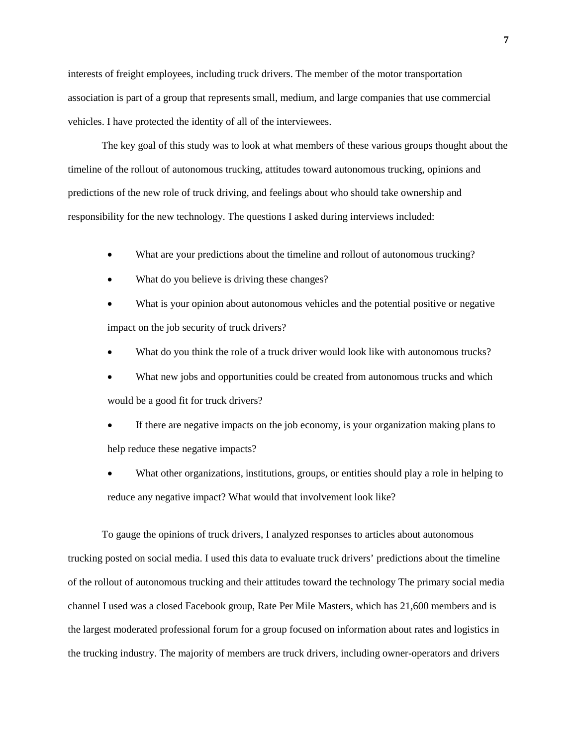interests of freight employees, including truck drivers. The member of the motor transportation association is part of a group that represents small, medium, and large companies that use commercial vehicles. I have protected the identity of all of the interviewees.

The key goal of this study was to look at what members of these various groups thought about the timeline of the rollout of autonomous trucking, attitudes toward autonomous trucking, opinions and predictions of the new role of truck driving, and feelings about who should take ownership and responsibility for the new technology. The questions I asked during interviews included:

- What are your predictions about the timeline and rollout of autonomous trucking?
- What do you believe is driving these changes?
- What is your opinion about autonomous vehicles and the potential positive or negative impact on the job security of truck drivers?
- What do you think the role of a truck driver would look like with autonomous trucks?
- What new jobs and opportunities could be created from autonomous trucks and which would be a good fit for truck drivers?
- If there are negative impacts on the job economy, is your organization making plans to help reduce these negative impacts?
- What other organizations, institutions, groups, or entities should play a role in helping to reduce any negative impact? What would that involvement look like?

To gauge the opinions of truck drivers, I analyzed responses to articles about autonomous trucking posted on social media. I used this data to evaluate truck drivers' predictions about the timeline of the rollout of autonomous trucking and their attitudes toward the technology The primary social media channel I used was a closed Facebook group, Rate Per Mile Masters, which has 21,600 members and is the largest moderated professional forum for a group focused on information about rates and logistics in the trucking industry. The majority of members are truck drivers, including owner-operators and drivers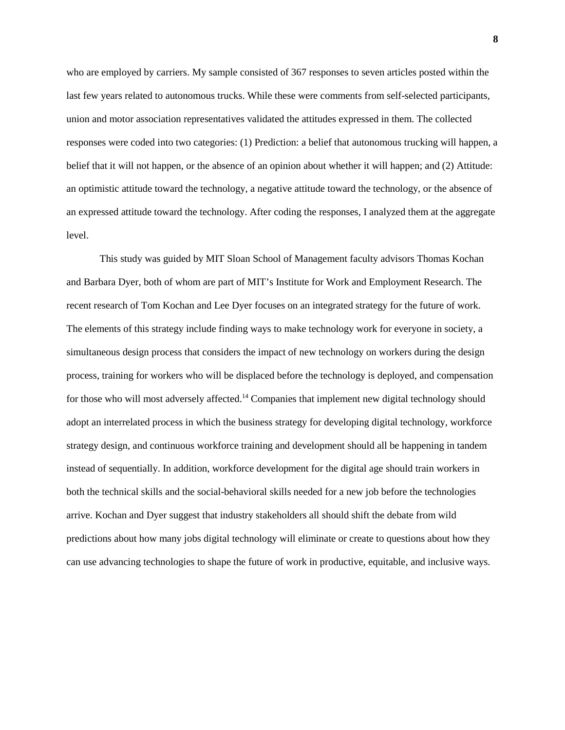who are employed by carriers. My sample consisted of 367 responses to seven articles posted within the last few years related to autonomous trucks. While these were comments from self-selected participants, union and motor association representatives validated the attitudes expressed in them. The collected responses were coded into two categories: (1) Prediction: a belief that autonomous trucking will happen, a belief that it will not happen, or the absence of an opinion about whether it will happen; and (2) Attitude: an optimistic attitude toward the technology, a negative attitude toward the technology, or the absence of an expressed attitude toward the technology. After coding the responses, I analyzed them at the aggregate level.

This study was guided by MIT Sloan School of Management faculty advisors Thomas Kochan and Barbara Dyer, both of whom are part of MIT's Institute for Work and Employment Research. The recent research of Tom Kochan and Lee Dyer focuses on an integrated strategy for the future of work. The elements of this strategy include finding ways to make technology work for everyone in society, a simultaneous design process that considers the impact of new technology on workers during the design process, training for workers who will be displaced before the technology is deployed, and compensation for those who will most adversely affected.[14] Companies that implement new digital technology should adopt an interrelated process in which the business strategy for developing digital technology, workforce strategy design, and continuous workforce training and development should all be happening in tandem instead of sequentially. In addition, workforce development for the digital age should train workers in both the technical skills and the social-behavioral skills needed for a new job before the technologies arrive. Kochan and Dyer suggest that industry stakeholders all should shift the debate from wild predictions about how many jobs digital technology will eliminate or create to questions about how they can use advancing technologies to shape the future of work in productive, equitable, and inclusive ways.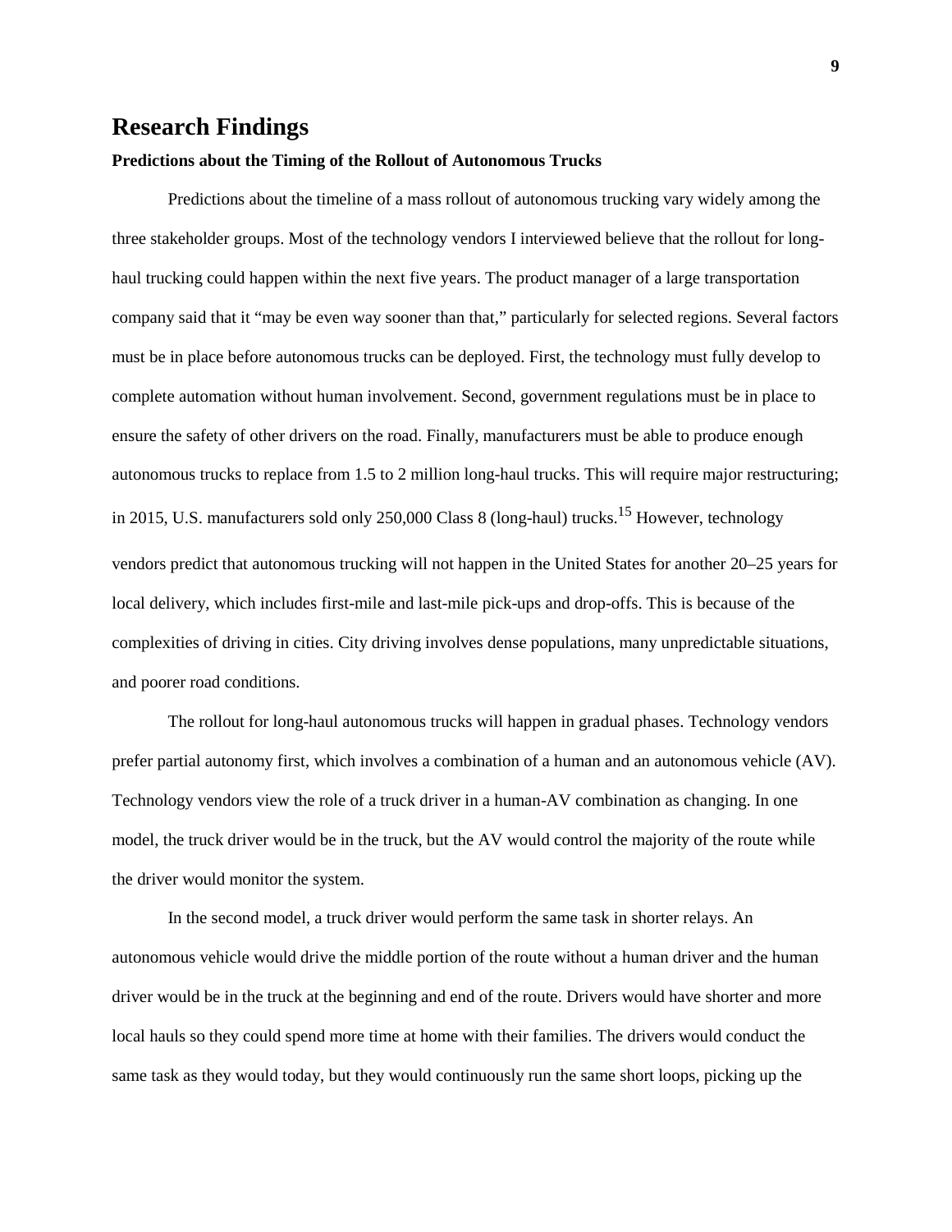# Research Findings

### Predictions about the Timing of the Rollout of Autonomous Trucks

Predictions about the timeline of a mass rollout of autonomous trucking vary widely among the three stakeholder groups. Most of the technology vendors I interviewed believe that the rollout for long-haul trucking could happen within the next five years. The product manager of a large transportation company said that it "may be even way sooner than that," particularly for selected regions. Several factors must be in place before autonomous trucks can be deployed. First, the technology must fully develop to complete automation without human involvement. Second, government regulations must be in place to ensure the safety of other drivers on the road. Finally, manufacturers must be able to produce enough autonomous trucks to replace from 1.5 to 2 million long-haul trucks. This will require major restructuring; in 2015, U.S. manufacturers sold only 250,000 Class 8 (long-haul) trucks.[15] However, technology vendors predict that autonomous trucking will not happen in the United States for another 20–25 years for local delivery, which includes first-mile and last-mile pick-ups and drop-offs. This is because of the complexities of driving in cities. City driving involves dense populations, many unpredictable situations, and poorer road conditions.

The rollout for long-haul autonomous trucks will happen in gradual phases. Technology vendors prefer partial autonomy first, which involves a combination of a human and an autonomous vehicle (AV). Technology vendors view the role of a truck driver in a human-AV combination as changing. In one model, the truck driver would be in the truck, but the AV would control the majority of the route while the driver would monitor the system.

In the second model, a truck driver would perform the same task in shorter relays. An autonomous vehicle would drive the middle portion of the route without a human driver and the human driver would be in the truck at the beginning and end of the route. Drivers would have shorter and more local hauls so they could spend more time at home with their families. The drivers would conduct the same task as they would today, but they would continuously run the same short loops, picking up the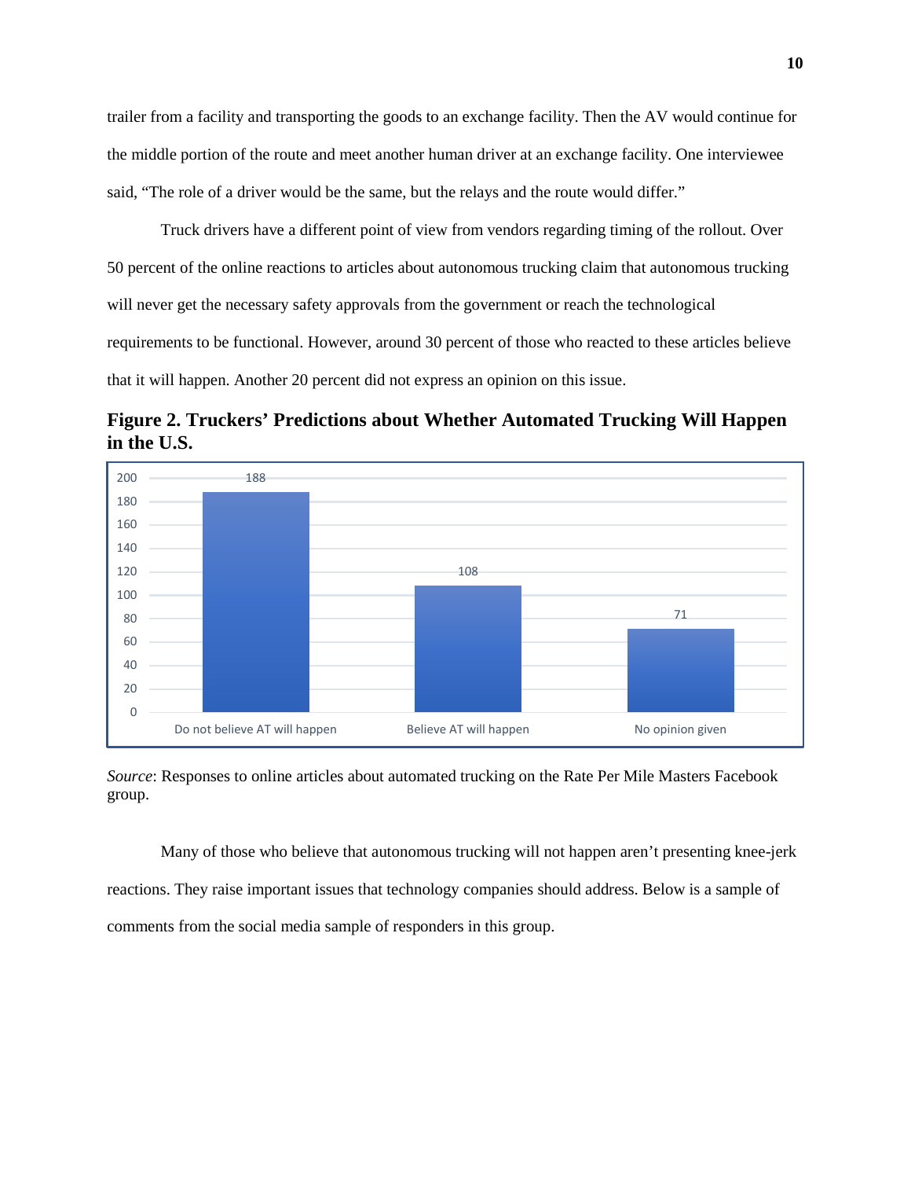trailer from a facility and transporting the goods to an exchange facility. Then the AV would continue for the middle portion of the route and meet another human driver at an exchange facility. One interviewee said, "The role of a driver would be the same, but the relays and the route would differ."

Truck drivers have a different point of view from vendors regarding timing of the rollout. Over 50 percent of the online reactions to articles about autonomous trucking claim that autonomous trucking will never get the necessary safety approvals from the government or reach the technological requirements to be functional. However, around 30 percent of those who reacted to these articles believe that it will happen. Another 20 percent did not express an opinion on this issue.

**Figure 2. Truckers' Predictions about Whether Automated Trucking Will Happen in the U.S.**

| Response | Count |
| --- | --- |
| Do not believe AT will happen | 188 |
| Believe AT will happen | 108 |
| No opinion given | 71 |

*Source*: Responses to online articles about automated trucking on the Rate Per Mile Masters Facebook group.

Many of those who believe that autonomous trucking will not happen aren't presenting knee-jerk reactions. They raise important issues that technology companies should address. Below is a sample of comments from the social media sample of responders in this group.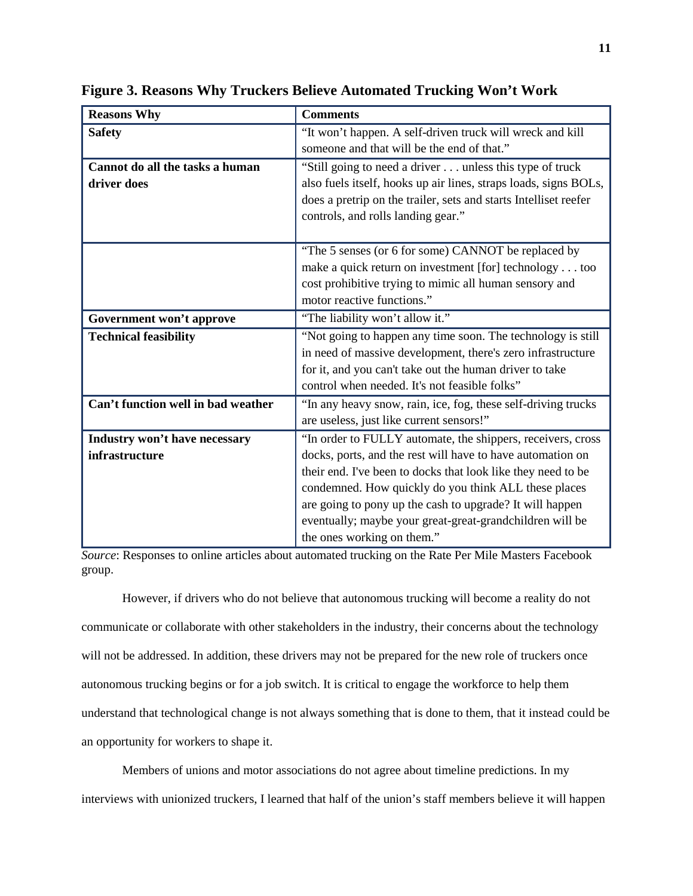**Figure 3. Reasons Why Truckers Believe Automated Trucking Won't Work**

| Reasons Why | Comments |
|---|---|
| **Safety** | "It won't happen. A self-driven truck will wreck and kill someone and that will be the end of that." |
| **Cannot do all the tasks a human driver does** | "Still going to need a driver . . . unless this type of truck also fuels itself, hooks up air lines, straps loads, signs BOLs, does a pretrip on the trailer, sets and starts Intelliset reefer controls, and rolls landing gear." |
| | "The 5 senses (or 6 for some) CANNOT be replaced by make a quick return on investment [for] technology . . . too cost prohibitive trying to mimic all human sensory and motor reactive functions." |
| **Government won't approve** | "The liability won't allow it." |
| **Technical feasibility** | "Not going to happen any time soon. The technology is still in need of massive development, there's zero infrastructure for it, and you can't take out the human driver to take control when needed. It's not feasible folks" |
| **Can't function well in bad weather** | "In any heavy snow, rain, ice, fog, these self-driving trucks are useless, just like current sensors!" |
| **Industry won't have necessary infrastructure** | "In order to FULLY automate, the shippers, receivers, cross docks, ports, and the rest will have to have automation on their end. I've been to docks that look like they need to be condemned. How quickly do you think ALL these places are going to pony up the cash to upgrade? It will happen eventually; maybe your great-great-grandchildren will be the ones working on them." |

*Source*: Responses to online articles about automated trucking on the Rate Per Mile Masters Facebook group.

However, if drivers who do not believe that autonomous trucking will become a reality do not communicate or collaborate with other stakeholders in the industry, their concerns about the technology will not be addressed. In addition, these drivers may not be prepared for the new role of truckers once autonomous trucking begins or for a job switch. It is critical to engage the workforce to help them understand that technological change is not always something that is done to them, that it instead could be an opportunity for workers to shape it.

Members of unions and motor associations do not agree about timeline predictions. In my interviews with unionized truckers, I learned that half of the union's staff members believe it will happen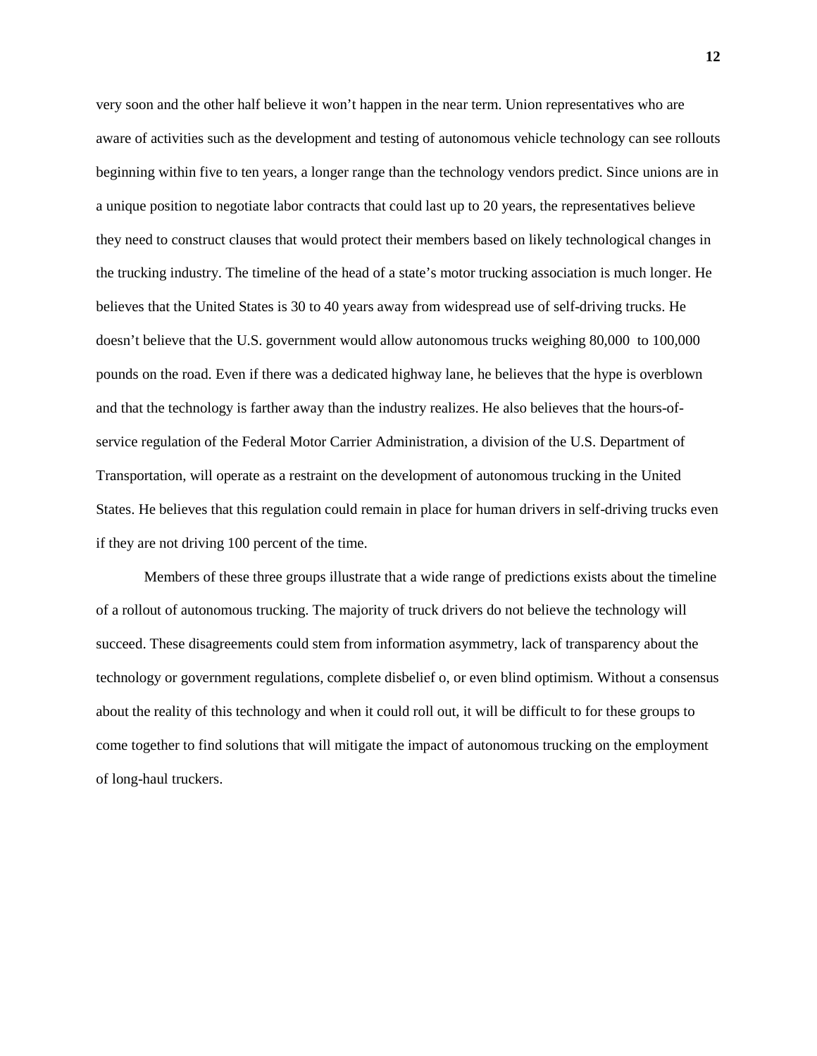very soon and the other half believe it won't happen in the near term. Union representatives who are aware of activities such as the development and testing of autonomous vehicle technology can see rollouts beginning within five to ten years, a longer range than the technology vendors predict. Since unions are in a unique position to negotiate labor contracts that could last up to 20 years, the representatives believe they need to construct clauses that would protect their members based on likely technological changes in the trucking industry. The timeline of the head of a state's motor trucking association is much longer. He believes that the United States is 30 to 40 years away from widespread use of self-driving trucks. He doesn't believe that the U.S. government would allow autonomous trucks weighing 80,000  to 100,000 pounds on the road. Even if there was a dedicated highway lane, he believes that the hype is overblown and that the technology is farther away than the industry realizes. He also believes that the hours-of-service regulation of the Federal Motor Carrier Administration, a division of the U.S. Department of Transportation, will operate as a restraint on the development of autonomous trucking in the United States. He believes that this regulation could remain in place for human drivers in self-driving trucks even if they are not driving 100 percent of the time.

Members of these three groups illustrate that a wide range of predictions exists about the timeline of a rollout of autonomous trucking. The majority of truck drivers do not believe the technology will succeed. These disagreements could stem from information asymmetry, lack of transparency about the technology or government regulations, complete disbelief o, or even blind optimism. Without a consensus about the reality of this technology and when it could roll out, it will be difficult to for these groups to come together to find solutions that will mitigate the impact of autonomous trucking on the employment of long-haul truckers.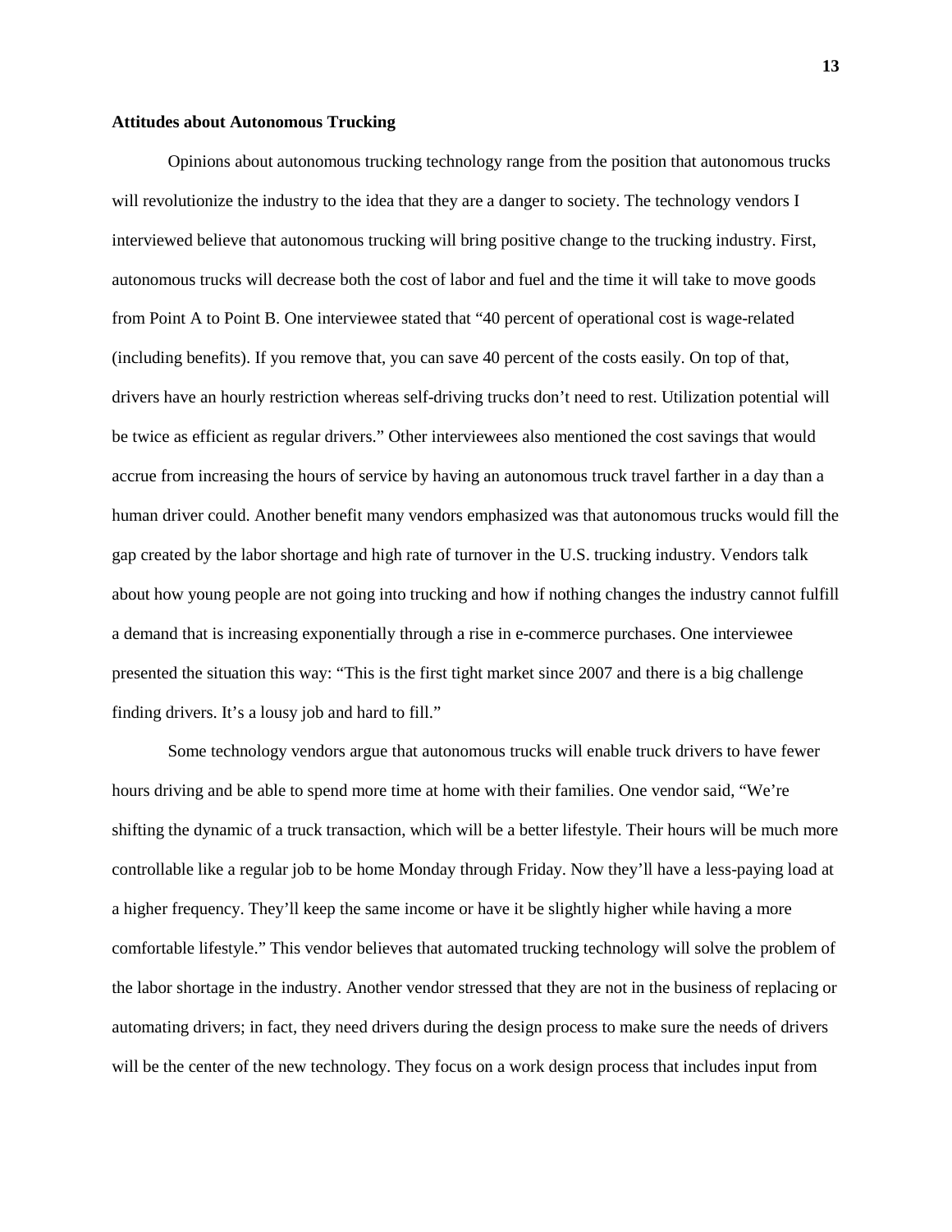**Attitudes about Autonomous Trucking**

Opinions about autonomous trucking technology range from the position that autonomous trucks will revolutionize the industry to the idea that they are a danger to society. The technology vendors I interviewed believe that autonomous trucking will bring positive change to the trucking industry. First, autonomous trucks will decrease both the cost of labor and fuel and the time it will take to move goods from Point A to Point B. One interviewee stated that "40 percent of operational cost is wage-related (including benefits). If you remove that, you can save 40 percent of the costs easily. On top of that, drivers have an hourly restriction whereas self-driving trucks don't need to rest. Utilization potential will be twice as efficient as regular drivers." Other interviewees also mentioned the cost savings that would accrue from increasing the hours of service by having an autonomous truck travel farther in a day than a human driver could. Another benefit many vendors emphasized was that autonomous trucks would fill the gap created by the labor shortage and high rate of turnover in the U.S. trucking industry. Vendors talk about how young people are not going into trucking and how if nothing changes the industry cannot fulfill a demand that is increasing exponentially through a rise in e-commerce purchases. One interviewee presented the situation this way: "This is the first tight market since 2007 and there is a big challenge finding drivers. It's a lousy job and hard to fill."

Some technology vendors argue that autonomous trucks will enable truck drivers to have fewer hours driving and be able to spend more time at home with their families. One vendor said, "We're shifting the dynamic of a truck transaction, which will be a better lifestyle. Their hours will be much more controllable like a regular job to be home Monday through Friday. Now they'll have a less-paying load at a higher frequency. They'll keep the same income or have it be slightly higher while having a more comfortable lifestyle." This vendor believes that automated trucking technology will solve the problem of the labor shortage in the industry. Another vendor stressed that they are not in the business of replacing or automating drivers; in fact, they need drivers during the design process to make sure the needs of drivers will be the center of the new technology. They focus on a work design process that includes input from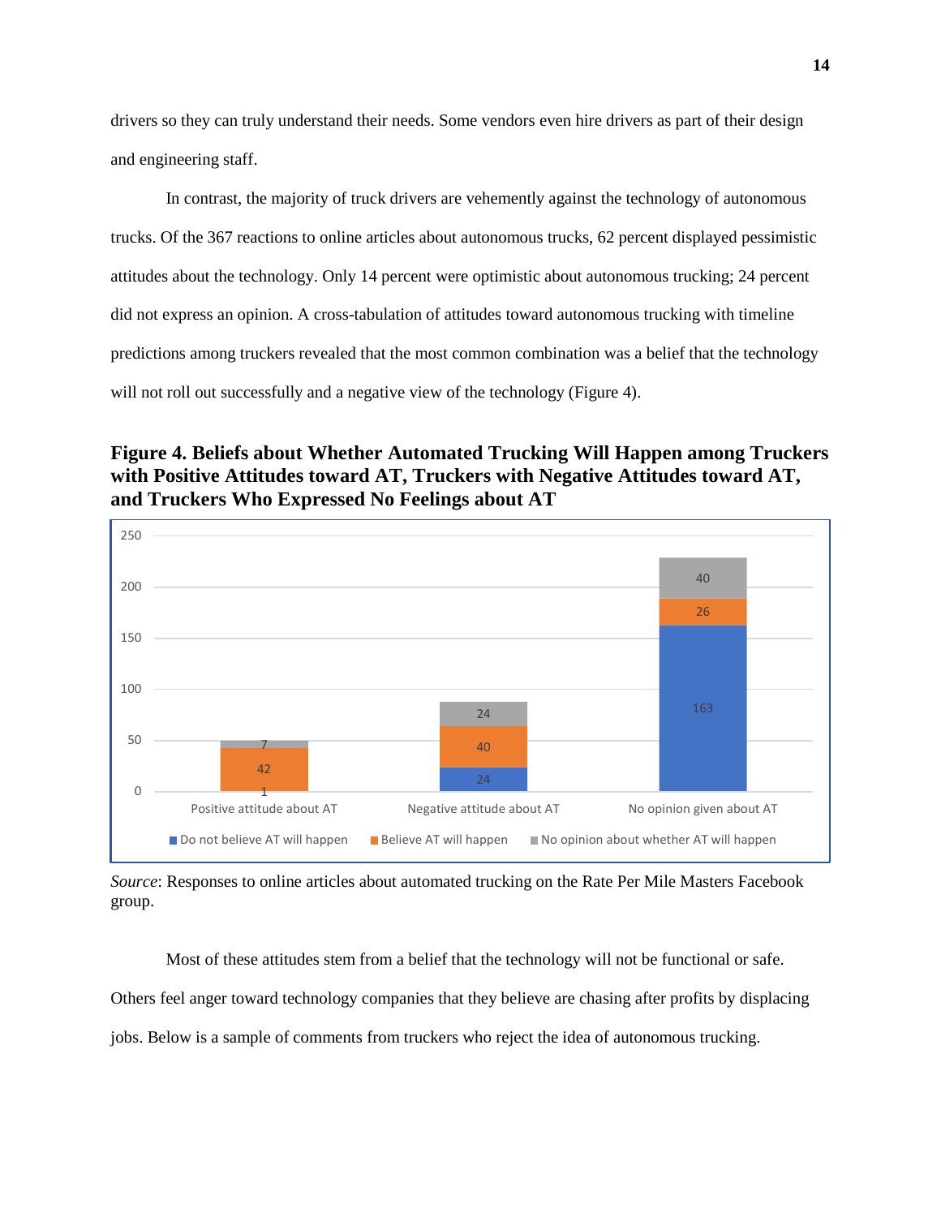drivers so they can truly understand their needs. Some vendors even hire drivers as part of their design and engineering staff.

In contrast, the majority of truck drivers are vehemently against the technology of autonomous trucks. Of the 367 reactions to online articles about autonomous trucks, 62 percent displayed pessimistic attitudes about the technology. Only 14 percent were optimistic about autonomous trucking; 24 percent did not express an opinion. A cross-tabulation of attitudes toward autonomous trucking with timeline predictions among truckers revealed that the most common combination was a belief that the technology will not roll out successfully and a negative view of the technology (Figure 4).

**Figure 4. Beliefs about Whether Automated Trucking Will Happen among Truckers with Positive Attitudes toward AT, Truckers with Negative Attitudes toward AT, and Truckers Who Expressed No Feelings about AT**

| | Do not believe AT will happen | Believe AT will happen | No opinion about whether AT will happen |
|---|---|---|---|
| Positive attitude about AT | 1 | 42 | 7 |
| Negative attitude about AT | 24 | 40 | 24 |
| No opinion given about AT | 163 | 26 | 40 |

*Source*: Responses to online articles about automated trucking on the Rate Per Mile Masters Facebook group.

Most of these attitudes stem from a belief that the technology will not be functional or safe. Others feel anger toward technology companies that they believe are chasing after profits by displacing jobs. Below is a sample of comments from truckers who reject the idea of autonomous trucking.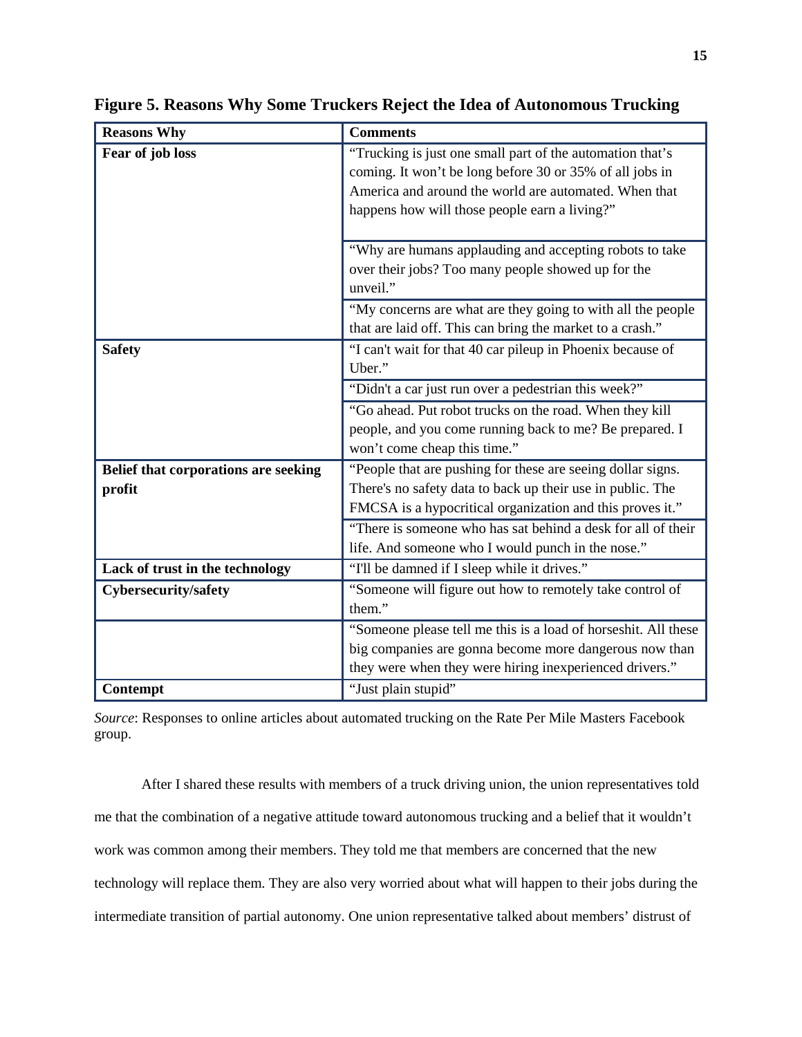**Figure 5. Reasons Why Some Truckers Reject the Idea of Autonomous Trucking**

| Reasons Why | Comments |
| --- | --- |
| **Fear of job loss** | "Trucking is just one small part of the automation that's coming. It won't be long before 30 or 35% of all jobs in America and around the world are automated. When that happens how will those people earn a living?" |
| | "Why are humans applauding and accepting robots to take over their jobs? Too many people showed up for the unveil." |
| | "My concerns are what are they going to with all the people that are laid off. This can bring the market to a crash." |
| **Safety** | "I can't wait for that 40 car pileup in Phoenix because of Uber." |
| | "Didn't a car just run over a pedestrian this week?" |
| | "Go ahead. Put robot trucks on the road. When they kill people, and you come running back to me? Be prepared. I won't come cheap this time." |
| **Belief that corporations are seeking profit** | "People that are pushing for these are seeing dollar signs. There's no safety data to back up their use in public. The FMCSA is a hypocritical organization and this proves it." |
| | "There is someone who has sat behind a desk for all of their life. And someone who I would punch in the nose." |
| **Lack of trust in the technology** | "I'll be damned if I sleep while it drives." |
| **Cybersecurity/safety** | "Someone will figure out how to remotely take control of them." |
| | "Someone please tell me this is a load of horseshit. All these big companies are gonna become more dangerous now than they were when they were hiring inexperienced drivers." |
| **Contempt** | "Just plain stupid" |

*Source*: Responses to online articles about automated trucking on the Rate Per Mile Masters Facebook group.

After I shared these results with members of a truck driving union, the union representatives told me that the combination of a negative attitude toward autonomous trucking and a belief that it wouldn't work was common among their members. They told me that members are concerned that the new technology will replace them. They are also very worried about what will happen to their jobs during the intermediate transition of partial autonomy. One union representative talked about members' distrust of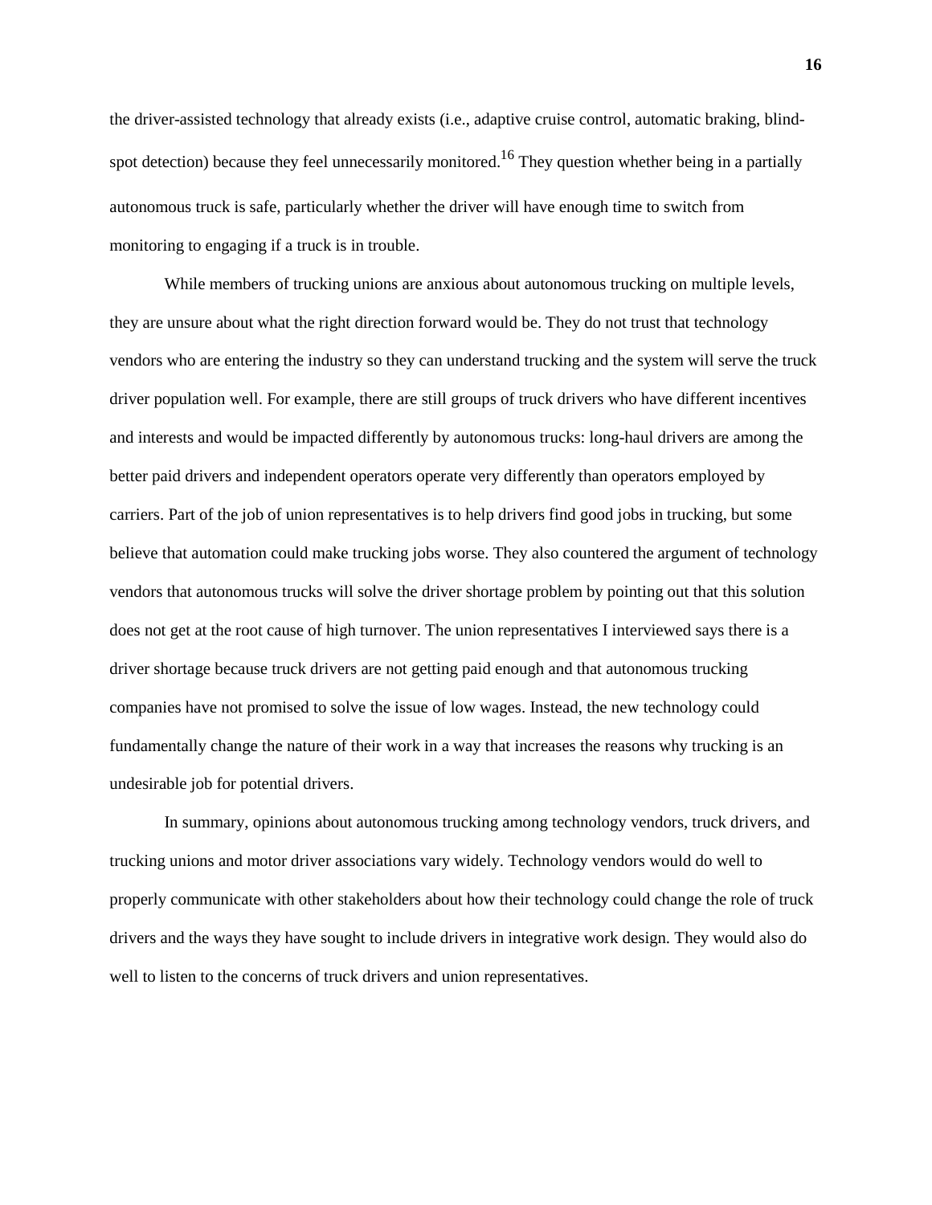the driver-assisted technology that already exists (i.e., adaptive cruise control, automatic braking, blind-spot detection) because they feel unnecessarily monitored.[16] They question whether being in a partially autonomous truck is safe, particularly whether the driver will have enough time to switch from monitoring to engaging if a truck is in trouble.

While members of trucking unions are anxious about autonomous trucking on multiple levels, they are unsure about what the right direction forward would be. They do not trust that technology vendors who are entering the industry so they can understand trucking and the system will serve the truck driver population well. For example, there are still groups of truck drivers who have different incentives and interests and would be impacted differently by autonomous trucks: long-haul drivers are among the better paid drivers and independent operators operate very differently than operators employed by carriers. Part of the job of union representatives is to help drivers find good jobs in trucking, but some believe that automation could make trucking jobs worse. They also countered the argument of technology vendors that autonomous trucks will solve the driver shortage problem by pointing out that this solution does not get at the root cause of high turnover. The union representatives I interviewed says there is a driver shortage because truck drivers are not getting paid enough and that autonomous trucking companies have not promised to solve the issue of low wages. Instead, the new technology could fundamentally change the nature of their work in a way that increases the reasons why trucking is an undesirable job for potential drivers.

In summary, opinions about autonomous trucking among technology vendors, truck drivers, and trucking unions and motor driver associations vary widely. Technology vendors would do well to properly communicate with other stakeholders about how their technology could change the role of truck drivers and the ways they have sought to include drivers in integrative work design. They would also do well to listen to the concerns of truck drivers and union representatives.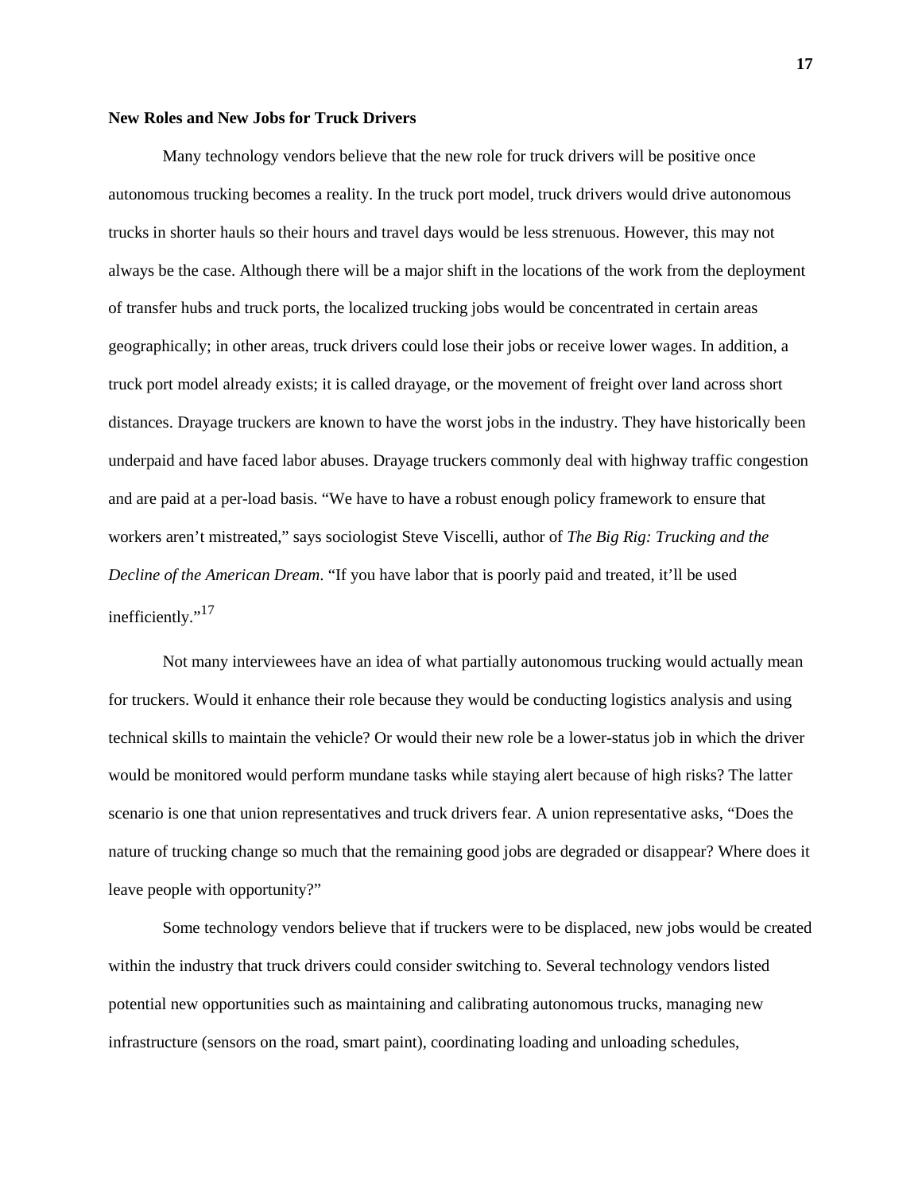**New Roles and New Jobs for Truck Drivers**

Many technology vendors believe that the new role for truck drivers will be positive once autonomous trucking becomes a reality. In the truck port model, truck drivers would drive autonomous trucks in shorter hauls so their hours and travel days would be less strenuous. However, this may not always be the case. Although there will be a major shift in the locations of the work from the deployment of transfer hubs and truck ports, the localized trucking jobs would be concentrated in certain areas geographically; in other areas, truck drivers could lose their jobs or receive lower wages. In addition, a truck port model already exists; it is called drayage, or the movement of freight over land across short distances. Drayage truckers are known to have the worst jobs in the industry. They have historically been underpaid and have faced labor abuses. Drayage truckers commonly deal with highway traffic congestion and are paid at a per-load basis. "We have to have a robust enough policy framework to ensure that workers aren't mistreated," says sociologist Steve Viscelli, author of *The Big Rig: Trucking and the Decline of the American Dream*. "If you have labor that is poorly paid and treated, it'll be used inefficiently."[17]

Not many interviewees have an idea of what partially autonomous trucking would actually mean for truckers. Would it enhance their role because they would be conducting logistics analysis and using technical skills to maintain the vehicle? Or would their new role be a lower-status job in which the driver would be monitored would perform mundane tasks while staying alert because of high risks? The latter scenario is one that union representatives and truck drivers fear. A union representative asks, "Does the nature of trucking change so much that the remaining good jobs are degraded or disappear? Where does it leave people with opportunity?"

Some technology vendors believe that if truckers were to be displaced, new jobs would be created within the industry that truck drivers could consider switching to. Several technology vendors listed potential new opportunities such as maintaining and calibrating autonomous trucks, managing new infrastructure (sensors on the road, smart paint), coordinating loading and unloading schedules,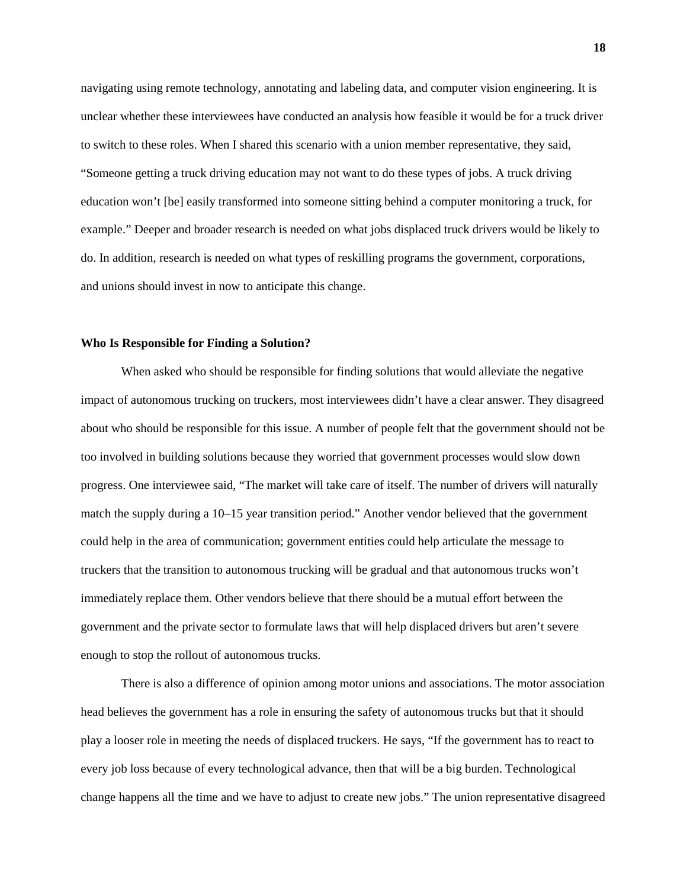navigating using remote technology, annotating and labeling data, and computer vision engineering. It is unclear whether these interviewees have conducted an analysis how feasible it would be for a truck driver to switch to these roles. When I shared this scenario with a union member representative, they said, "Someone getting a truck driving education may not want to do these types of jobs. A truck driving education won't [be] easily transformed into someone sitting behind a computer monitoring a truck, for example." Deeper and broader research is needed on what jobs displaced truck drivers would be likely to do. In addition, research is needed on what types of reskilling programs the government, corporations, and unions should invest in now to anticipate this change.

**Who Is Responsible for Finding a Solution?**

When asked who should be responsible for finding solutions that would alleviate the negative impact of autonomous trucking on truckers, most interviewees didn't have a clear answer. They disagreed about who should be responsible for this issue. A number of people felt that the government should not be too involved in building solutions because they worried that government processes would slow down progress. One interviewee said, "The market will take care of itself. The number of drivers will naturally match the supply during a 10–15 year transition period." Another vendor believed that the government could help in the area of communication; government entities could help articulate the message to truckers that the transition to autonomous trucking will be gradual and that autonomous trucks won't immediately replace them. Other vendors believe that there should be a mutual effort between the government and the private sector to formulate laws that will help displaced drivers but aren't severe enough to stop the rollout of autonomous trucks.

There is also a difference of opinion among motor unions and associations. The motor association head believes the government has a role in ensuring the safety of autonomous trucks but that it should play a looser role in meeting the needs of displaced truckers. He says, "If the government has to react to every job loss because of every technological advance, then that will be a big burden. Technological change happens all the time and we have to adjust to create new jobs." The union representative disagreed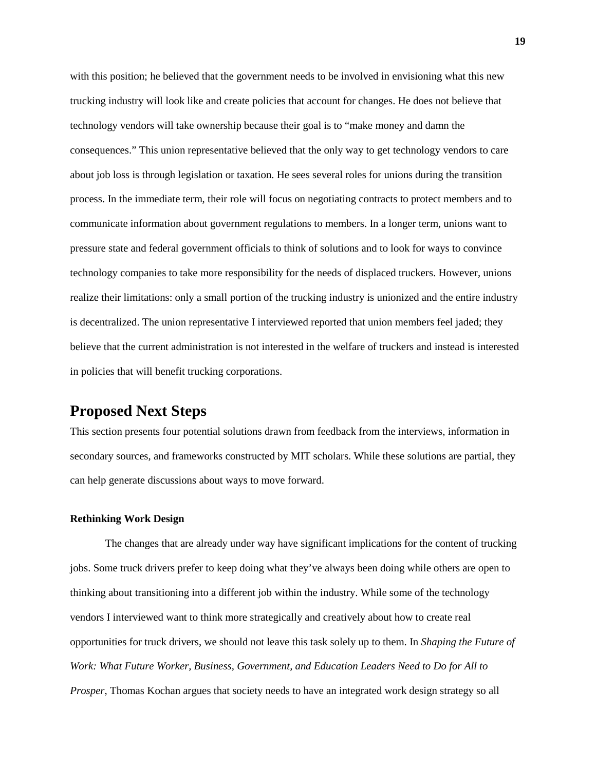with this position; he believed that the government needs to be involved in envisioning what this new trucking industry will look like and create policies that account for changes. He does not believe that technology vendors will take ownership because their goal is to "make money and damn the consequences." This union representative believed that the only way to get technology vendors to care about job loss is through legislation or taxation. He sees several roles for unions during the transition process. In the immediate term, their role will focus on negotiating contracts to protect members and to communicate information about government regulations to members. In a longer term, unions want to pressure state and federal government officials to think of solutions and to look for ways to convince technology companies to take more responsibility for the needs of displaced truckers. However, unions realize their limitations: only a small portion of the trucking industry is unionized and the entire industry is decentralized. The union representative I interviewed reported that union members feel jaded; they believe that the current administration is not interested in the welfare of truckers and instead is interested in policies that will benefit trucking corporations.

## Proposed Next Steps

This section presents four potential solutions drawn from feedback from the interviews, information in secondary sources, and frameworks constructed by MIT scholars. While these solutions are partial, they can help generate discussions about ways to move forward.

### Rethinking Work Design

The changes that are already under way have significant implications for the content of trucking jobs. Some truck drivers prefer to keep doing what they've always been doing while others are open to thinking about transitioning into a different job within the industry. While some of the technology vendors I interviewed want to think more strategically and creatively about how to create real opportunities for truck drivers, we should not leave this task solely up to them. In *Shaping the Future of Work: What Future Worker, Business, Government, and Education Leaders Need to Do for All to Prosper*, Thomas Kochan argues that society needs to have an integrated work design strategy so all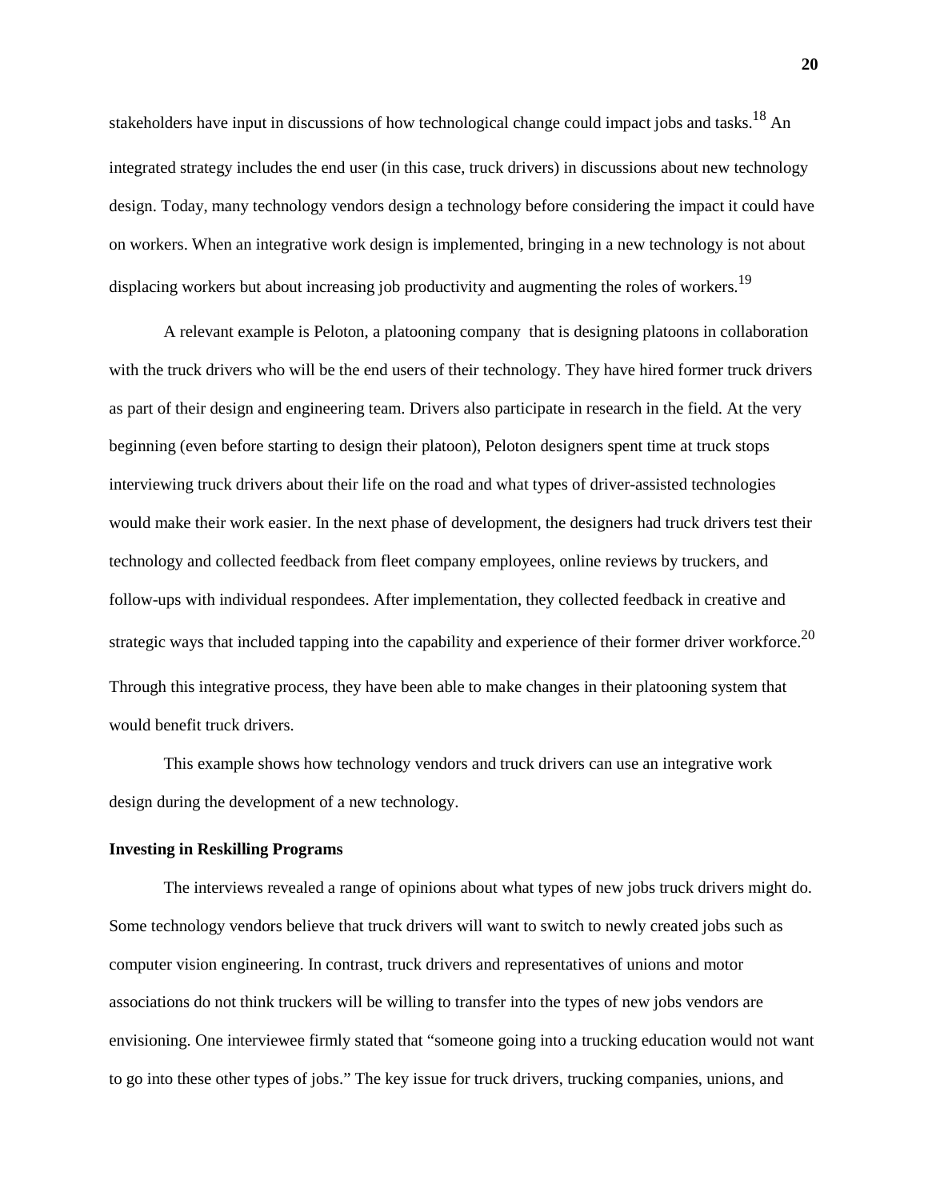stakeholders have input in discussions of how technological change could impact jobs and tasks.[18] An integrated strategy includes the end user (in this case, truck drivers) in discussions about new technology design. Today, many technology vendors design a technology before considering the impact it could have on workers. When an integrative work design is implemented, bringing in a new technology is not about displacing workers but about increasing job productivity and augmenting the roles of workers.[19]

A relevant example is Peloton, a platooning company that is designing platoons in collaboration with the truck drivers who will be the end users of their technology. They have hired former truck drivers as part of their design and engineering team. Drivers also participate in research in the field. At the very beginning (even before starting to design their platoon), Peloton designers spent time at truck stops interviewing truck drivers about their life on the road and what types of driver-assisted technologies would make their work easier. In the next phase of development, the designers had truck drivers test their technology and collected feedback from fleet company employees, online reviews by truckers, and follow-ups with individual respondees. After implementation, they collected feedback in creative and strategic ways that included tapping into the capability and experience of their former driver workforce.[20] Through this integrative process, they have been able to make changes in their platooning system that would benefit truck drivers.

This example shows how technology vendors and truck drivers can use an integrative work design during the development of a new technology.

**Investing in Reskilling Programs**

The interviews revealed a range of opinions about what types of new jobs truck drivers might do. Some technology vendors believe that truck drivers will want to switch to newly created jobs such as computer vision engineering. In contrast, truck drivers and representatives of unions and motor associations do not think truckers will be willing to transfer into the types of new jobs vendors are envisioning. One interviewee firmly stated that "someone going into a trucking education would not want to go into these other types of jobs." The key issue for truck drivers, trucking companies, unions, and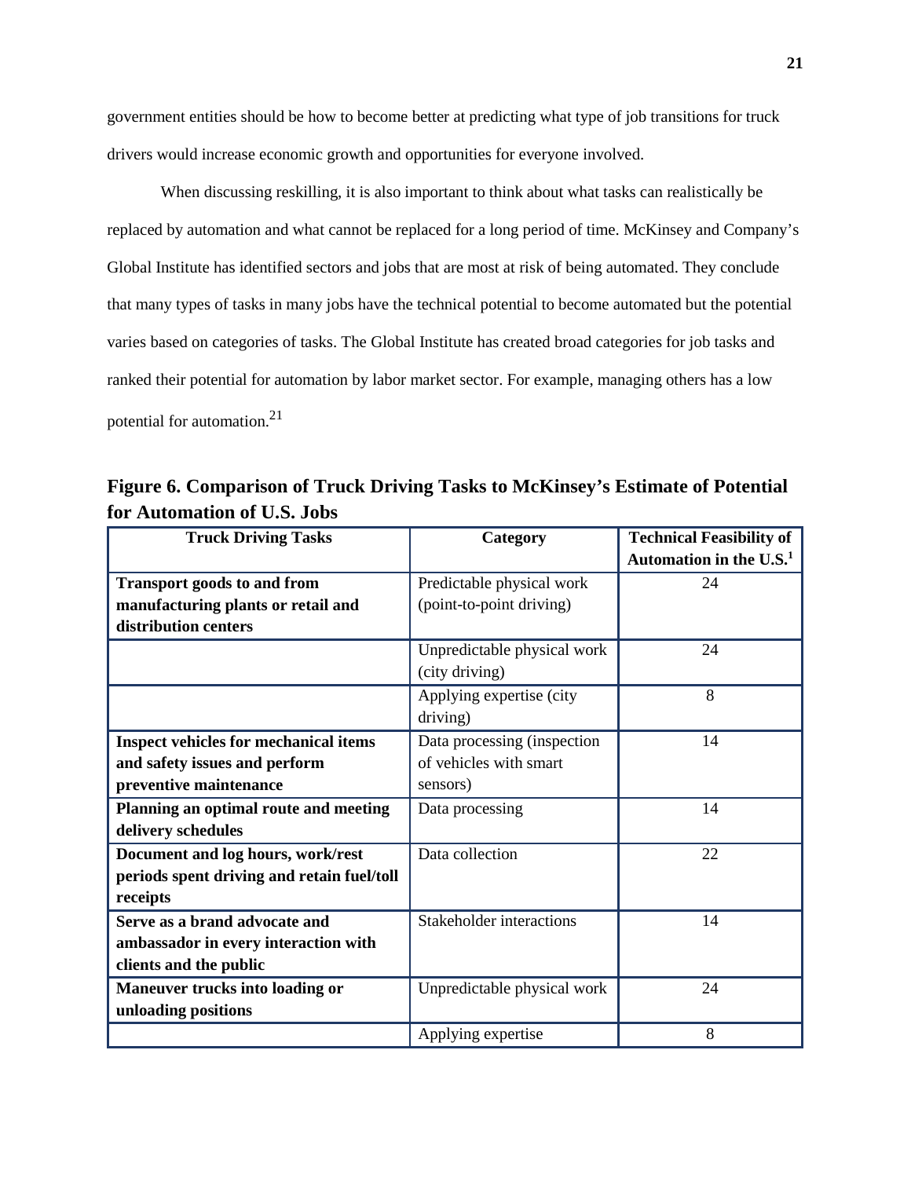government entities should be how to become better at predicting what type of job transitions for truck drivers would increase economic growth and opportunities for everyone involved.

When discussing reskilling, it is also important to think about what tasks can realistically be replaced by automation and what cannot be replaced for a long period of time. McKinsey and Company's Global Institute has identified sectors and jobs that are most at risk of being automated. They conclude that many types of tasks in many jobs have the technical potential to become automated but the potential varies based on categories of tasks. The Global Institute has created broad categories for job tasks and ranked their potential for automation by labor market sector. For example, managing others has a low potential for automation.[21]

**Figure 6. Comparison of Truck Driving Tasks to McKinsey's Estimate of Potential for Automation of U.S. Jobs**

| Truck Driving Tasks | Category | Technical Feasibility of Automation in the U.S.[1] |
|---|---|---|
| **Transport goods to and from manufacturing plants or retail and distribution centers** | Predictable physical work (point-to-point driving) | 24 |
| | Unpredictable physical work (city driving) | 24 |
| | Applying expertise (city driving) | 8 |
| **Inspect vehicles for mechanical items and safety issues and perform preventive maintenance** | Data processing (inspection of vehicles with smart sensors) | 14 |
| **Planning an optimal route and meeting delivery schedules** | Data processing | 14 |
| **Document and log hours, work/rest periods spent driving and retain fuel/toll receipts** | Data collection | 22 |
| **Serve as a brand advocate and ambassador in every interaction with clients and the public** | Stakeholder interactions | 14 |
| **Maneuver trucks into loading or unloading positions** | Unpredictable physical work | 24 |
| | Applying expertise | 8 |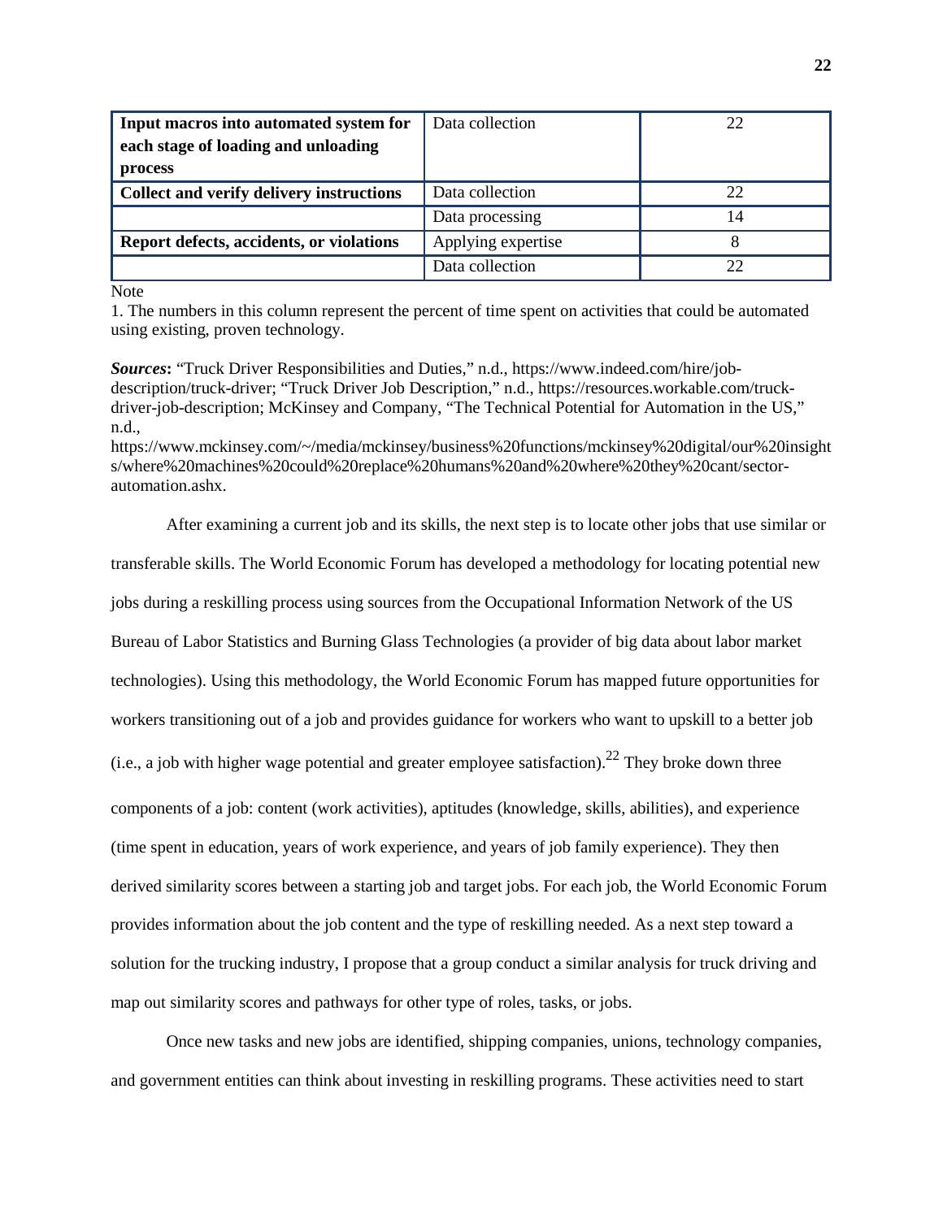| **Input macros into automated system for each stage of loading and unloading process** | Data collection | 22 |
|---|---|---|
| **Collect and verify delivery instructions** | Data collection | 22 |
| | Data processing | 14 |
| **Report defects, accidents, or violations** | Applying expertise | 8 |
| | Data collection | 22 |

Note

1. The numbers in this column represent the percent of time spent on activities that could be automated using existing, proven technology.

***Sources*:** "Truck Driver Responsibilities and Duties," n.d., https://www.indeed.com/hire/job-description/truck-driver; "Truck Driver Job Description," n.d., https://resources.workable.com/truck-driver-job-description; McKinsey and Company, "The Technical Potential for Automation in the US," n.d., https://www.mckinsey.com/~/media/mckinsey/business%20functions/mckinsey%20digital/our%20insights/where%20machines%20could%20replace%20humans%20and%20where%20they%20cant/sector-automation.ashx.

After examining a current job and its skills, the next step is to locate other jobs that use similar or transferable skills. The World Economic Forum has developed a methodology for locating potential new jobs during a reskilling process using sources from the Occupational Information Network of the US Bureau of Labor Statistics and Burning Glass Technologies (a provider of big data about labor market technologies). Using this methodology, the World Economic Forum has mapped future opportunities for workers transitioning out of a job and provides guidance for workers who want to upskill to a better job (i.e., a job with higher wage potential and greater employee satisfaction).[22] They broke down three components of a job: content (work activities), aptitudes (knowledge, skills, abilities), and experience (time spent in education, years of work experience, and years of job family experience). They then derived similarity scores between a starting job and target jobs. For each job, the World Economic Forum provides information about the job content and the type of reskilling needed. As a next step toward a solution for the trucking industry, I propose that a group conduct a similar analysis for truck driving and map out similarity scores and pathways for other type of roles, tasks, or jobs.

Once new tasks and new jobs are identified, shipping companies, unions, technology companies, and government entities can think about investing in reskilling programs. These activities need to start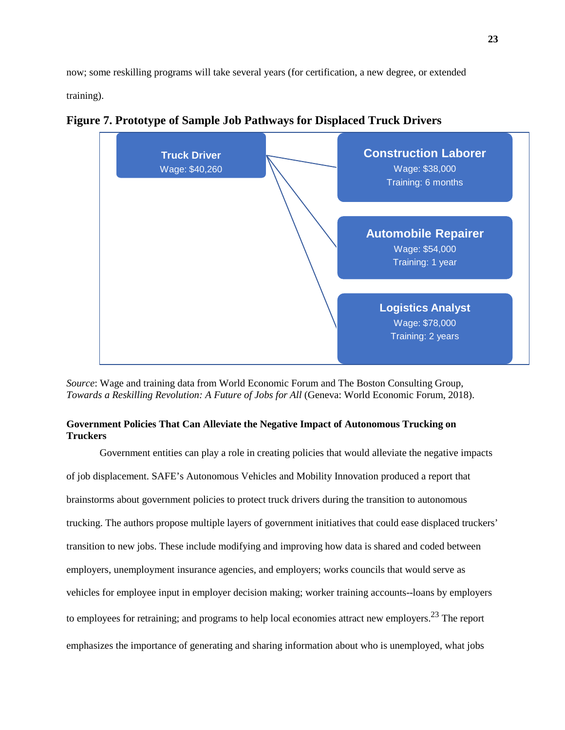now; some reskilling programs will take several years (for certification, a new degree, or extended training).

**Figure 7. Prototype of Sample Job Pathways for Displaced Truck Drivers**

**Truck Driver**
Wage: $40,260

**Construction Laborer**
Wage: $38,000
Training: 6 months

**Automobile Repairer**
Wage: $54,000
Training: 1 year

**Logistics Analyst**
Wage: $78,000
Training: 2 years

*Source*: Wage and training data from World Economic Forum and The Boston Consulting Group, *Towards a Reskilling Revolution: A Future of Jobs for All* (Geneva: World Economic Forum, 2018).

**Government Policies That Can Alleviate the Negative Impact of Autonomous Trucking on Truckers**

Government entities can play a role in creating policies that would alleviate the negative impacts of job displacement. SAFE's Autonomous Vehicles and Mobility Innovation produced a report that brainstorms about government policies to protect truck drivers during the transition to autonomous trucking. The authors propose multiple layers of government initiatives that could ease displaced truckers' transition to new jobs. These include modifying and improving how data is shared and coded between employers, unemployment insurance agencies, and employers; works councils that would serve as vehicles for employee input in employer decision making; worker training accounts--loans by employers to employees for retraining; and programs to help local economies attract new employers.[23] The report emphasizes the importance of generating and sharing information about who is unemployed, what jobs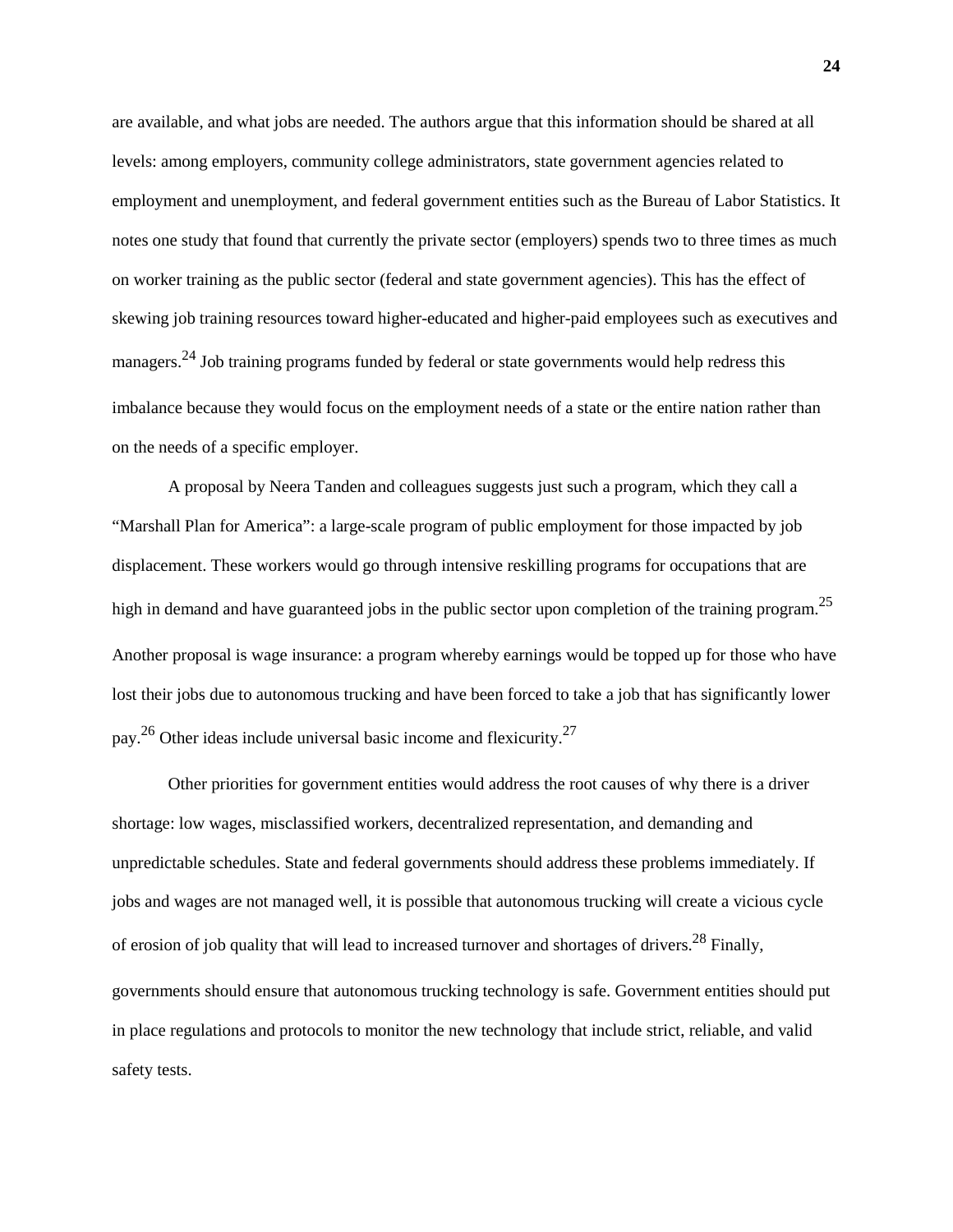are available, and what jobs are needed. The authors argue that this information should be shared at all levels: among employers, community college administrators, state government agencies related to employment and unemployment, and federal government entities such as the Bureau of Labor Statistics. It notes one study that found that currently the private sector (employers) spends two to three times as much on worker training as the public sector (federal and state government agencies). This has the effect of skewing job training resources toward higher-educated and higher-paid employees such as executives and managers.[24] Job training programs funded by federal or state governments would help redress this imbalance because they would focus on the employment needs of a state or the entire nation rather than on the needs of a specific employer.

A proposal by Neera Tanden and colleagues suggests just such a program, which they call a "Marshall Plan for America": a large-scale program of public employment for those impacted by job displacement. These workers would go through intensive reskilling programs for occupations that are high in demand and have guaranteed jobs in the public sector upon completion of the training program.[25] Another proposal is wage insurance: a program whereby earnings would be topped up for those who have lost their jobs due to autonomous trucking and have been forced to take a job that has significantly lower pay.[26] Other ideas include universal basic income and flexicurity.[27]

Other priorities for government entities would address the root causes of why there is a driver shortage: low wages, misclassified workers, decentralized representation, and demanding and unpredictable schedules. State and federal governments should address these problems immediately. If jobs and wages are not managed well, it is possible that autonomous trucking will create a vicious cycle of erosion of job quality that will lead to increased turnover and shortages of drivers.[28] Finally, governments should ensure that autonomous trucking technology is safe. Government entities should put in place regulations and protocols to monitor the new technology that include strict, reliable, and valid safety tests.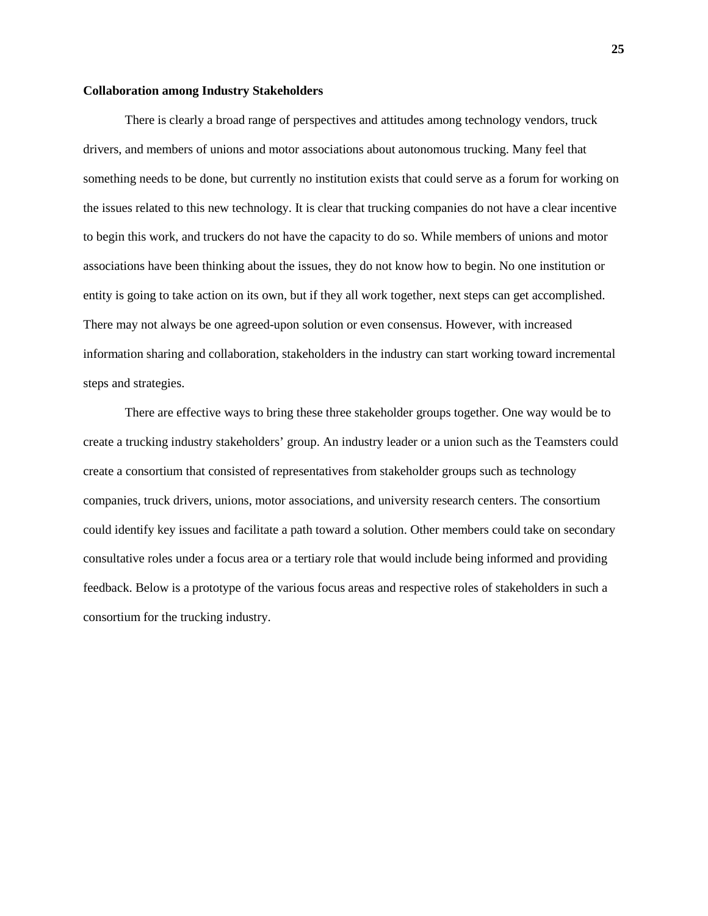**Collaboration among Industry Stakeholders**

There is clearly a broad range of perspectives and attitudes among technology vendors, truck drivers, and members of unions and motor associations about autonomous trucking. Many feel that something needs to be done, but currently no institution exists that could serve as a forum for working on the issues related to this new technology. It is clear that trucking companies do not have a clear incentive to begin this work, and truckers do not have the capacity to do so. While members of unions and motor associations have been thinking about the issues, they do not know how to begin. No one institution or entity is going to take action on its own, but if they all work together, next steps can get accomplished. There may not always be one agreed-upon solution or even consensus. However, with increased information sharing and collaboration, stakeholders in the industry can start working toward incremental steps and strategies.

There are effective ways to bring these three stakeholder groups together. One way would be to create a trucking industry stakeholders' group. An industry leader or a union such as the Teamsters could create a consortium that consisted of representatives from stakeholder groups such as technology companies, truck drivers, unions, motor associations, and university research centers. The consortium could identify key issues and facilitate a path toward a solution. Other members could take on secondary consultative roles under a focus area or a tertiary role that would include being informed and providing feedback. Below is a prototype of the various focus areas and respective roles of stakeholders in such a consortium for the trucking industry.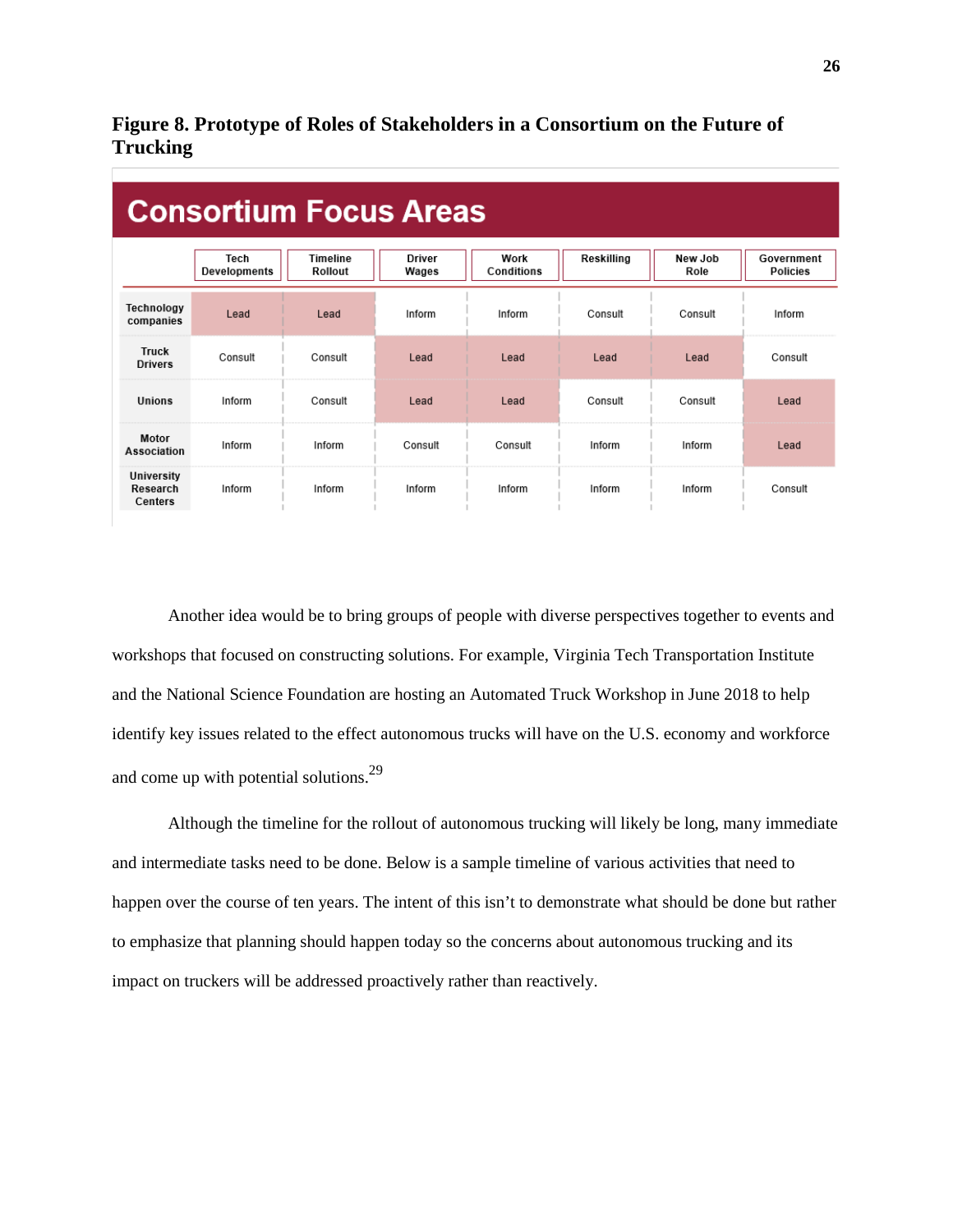**Figure 8. Prototype of Roles of Stakeholders in a Consortium on the Future of Trucking**

**Consortium Focus Areas**

| | Tech Developments | Timeline Rollout | Driver Wages | Work Conditions | Reskilling | New Job Role | Government Policies |
|---|---|---|---|---|---|---|---|
| Technology companies | Lead | Lead | Inform | Inform | Consult | Consult | Inform |
| Truck Drivers | Consult | Consult | Lead | Lead | Lead | Lead | Consult |
| Unions | Inform | Consult | Lead | Lead | Consult | Consult | Lead |
| Motor Association | Inform | Inform | Consult | Consult | Inform | Inform | Lead |
| University Research Centers | Inform | Inform | Inform | Inform | Inform | Inform | Consult |

Another idea would be to bring groups of people with diverse perspectives together to events and workshops that focused on constructing solutions. For example, Virginia Tech Transportation Institute and the National Science Foundation are hosting an Automated Truck Workshop in June 2018 to help identify key issues related to the effect autonomous trucks will have on the U.S. economy and workforce and come up with potential solutions.[29]

Although the timeline for the rollout of autonomous trucking will likely be long, many immediate and intermediate tasks need to be done. Below is a sample timeline of various activities that need to happen over the course of ten years. The intent of this isn't to demonstrate what should be done but rather to emphasize that planning should happen today so the concerns about autonomous trucking and its impact on truckers will be addressed proactively rather than reactively.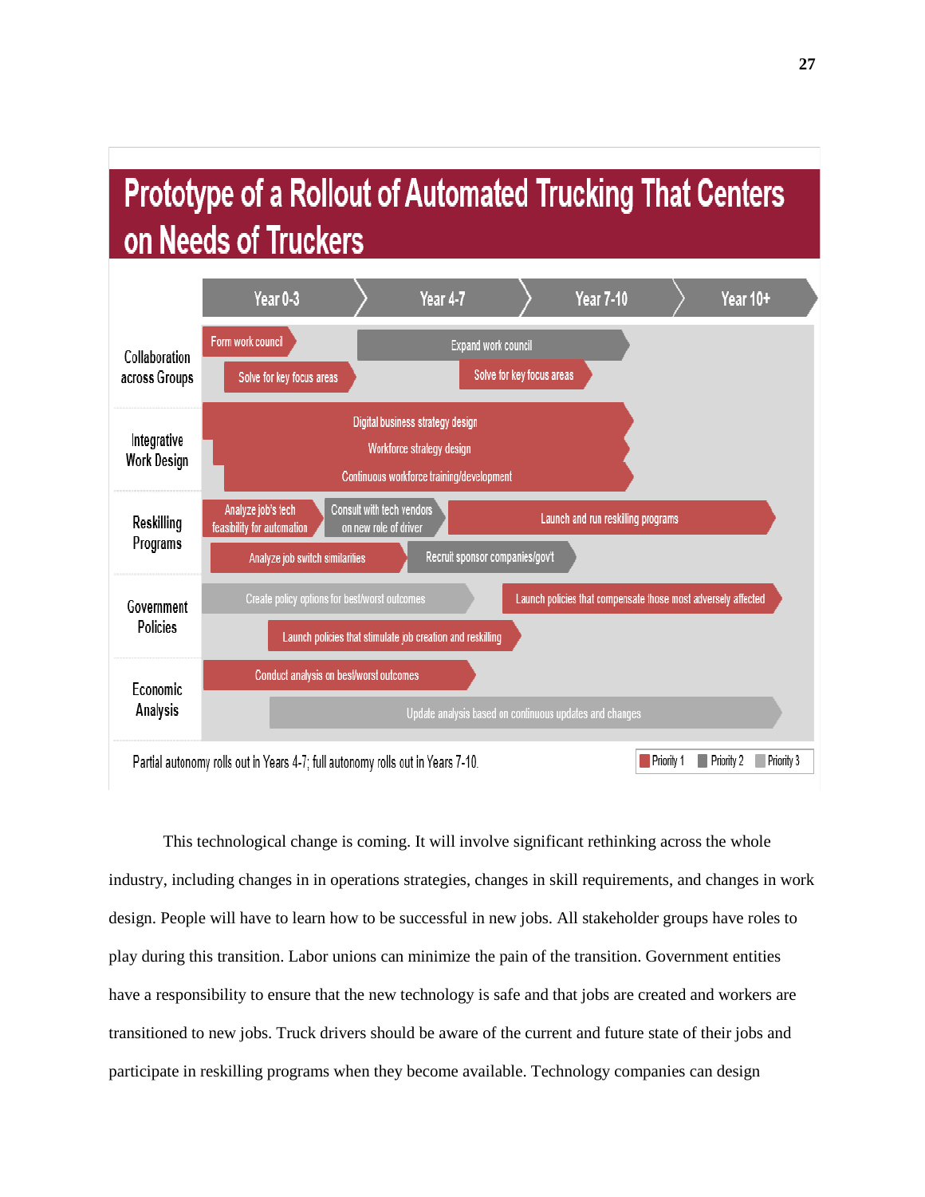# Prototype of a Rollout of Automated Trucking That Centers on Needs of Truckers

| | Year 0-3 | Year 4-7 | Year 7-10 | Year 10+ |
|---|---|---|---|---|
| Collaboration across Groups | Form work council; Solve for key focus areas | Expand work council; Solve for key focus areas | Expand work council | |
| Integrative Work Design | Digital business strategy design; Workforce strategy design; Continuous workforce training/development | Digital business strategy design; Workforce strategy design; Continuous workforce training/development | Digital business strategy design; Workforce strategy design; Continuous workforce training/development | |
| Reskilling Programs | Analyze job's tech feasibility for automation; Consult with tech vendors on new role of driver; Analyze job switch similarities; Recruit sponsor companies/gov't | Launch and run reskilling programs; Recruit sponsor companies/gov't | Launch and run reskilling programs | Launch and run reskilling programs |
| Government Policies | Create policy options for best/worst outcomes; Launch policies that stimulate job creation and reskilling | Create policy options for best/worst outcomes; Launch policies that stimulate job creation and reskilling | Launch policies that compensate those most adversely affected | Launch policies that compensate those most adversely affected |
| Economic Analysis | Conduct analysis on best/worst outcomes; Update analysis based on continuous updates and changes | Conduct analysis on best/worst outcomes; Update analysis based on continuous updates and changes | Update analysis based on continuous updates and changes | Update analysis based on continuous updates and changes |

Partial autonomy rolls out in Years 4-7; full autonomy rolls out in Years 7-10.

Priority 1 | Priority 2 | Priority 3

This technological change is coming. It will involve significant rethinking across the whole industry, including changes in in operations strategies, changes in skill requirements, and changes in work design. People will have to learn how to be successful in new jobs. All stakeholder groups have roles to play during this transition. Labor unions can minimize the pain of the transition. Government entities have a responsibility to ensure that the new technology is safe and that jobs are created and workers are transitioned to new jobs. Truck drivers should be aware of the current and future state of their jobs and participate in reskilling programs when they become available. Technology companies can design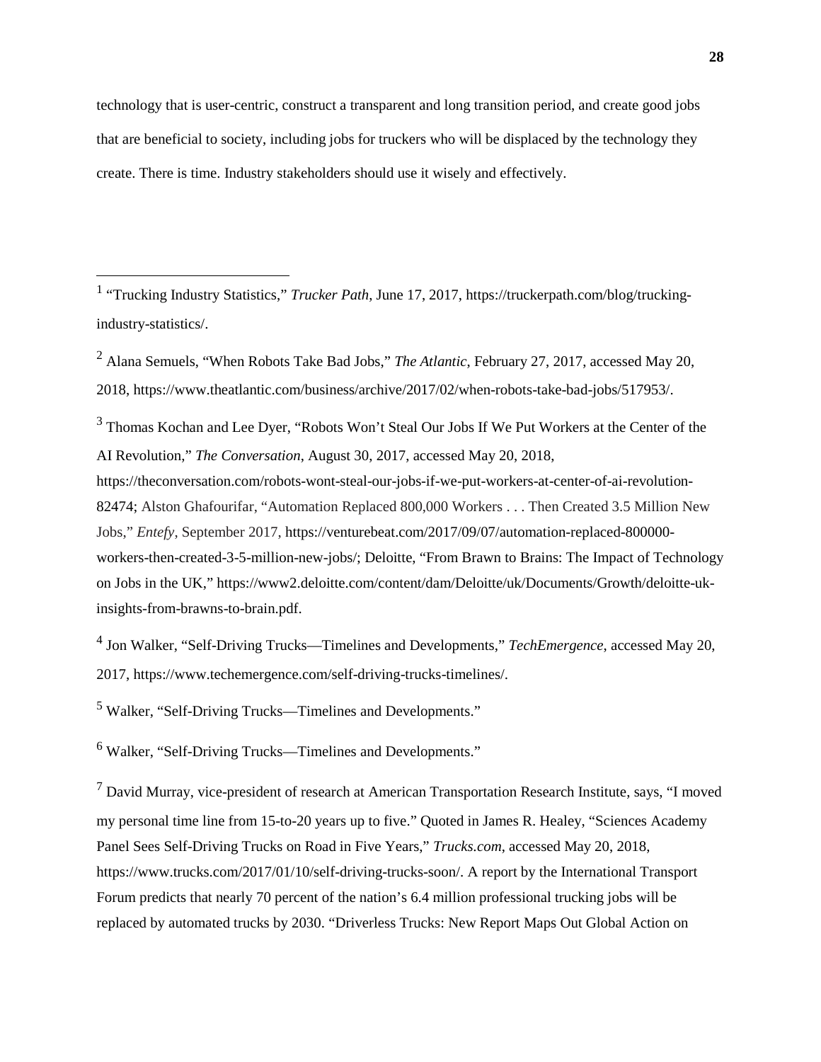technology that is user-centric, construct a transparent and long transition period, and create good jobs that are beneficial to society, including jobs for truckers who will be displaced by the technology they create. There is time. Industry stakeholders should use it wisely and effectively.

---

[1] "Trucking Industry Statistics," *Trucker Path*, June 17, 2017, https://truckerpath.com/blog/trucking-industry-statistics/.

[2] Alana Semuels, "When Robots Take Bad Jobs," *The Atlantic*, February 27, 2017, accessed May 20, 2018, https://www.theatlantic.com/business/archive/2017/02/when-robots-take-bad-jobs/517953/.

[3] Thomas Kochan and Lee Dyer, "Robots Won't Steal Our Jobs If We Put Workers at the Center of the AI Revolution," *The Conversation*, August 30, 2017, accessed May 20, 2018, https://theconversation.com/robots-wont-steal-our-jobs-if-we-put-workers-at-center-of-ai-revolution-82474; Alston Ghafourifar, "Automation Replaced 800,000 Workers . . . Then Created 3.5 Million New Jobs," *Entefy*, September 2017, https://venturebeat.com/2017/09/07/automation-replaced-800000-workers-then-created-3-5-million-new-jobs/; Deloitte, "From Brawn to Brains: The Impact of Technology on Jobs in the UK," https://www2.deloitte.com/content/dam/Deloitte/uk/Documents/Growth/deloitte-uk-insights-from-brawns-to-brain.pdf.

[4] Jon Walker, "Self-Driving Trucks—Timelines and Developments," *TechEmergence*, accessed May 20, 2017, https://www.techemergence.com/self-driving-trucks-timelines/.

[5] Walker, "Self-Driving Trucks—Timelines and Developments."

[6] Walker, "Self-Driving Trucks—Timelines and Developments."

[7] David Murray, vice-president of research at American Transportation Research Institute, says, "I moved my personal time line from 15-to-20 years up to five." Quoted in James R. Healey, "Sciences Academy Panel Sees Self-Driving Trucks on Road in Five Years," *Trucks.com*, accessed May 20, 2018, https://www.trucks.com/2017/01/10/self-driving-trucks-soon/. A report by the International Transport Forum predicts that nearly 70 percent of the nation's 6.4 million professional trucking jobs will be replaced by automated trucks by 2030. "Driverless Trucks: New Report Maps Out Global Action on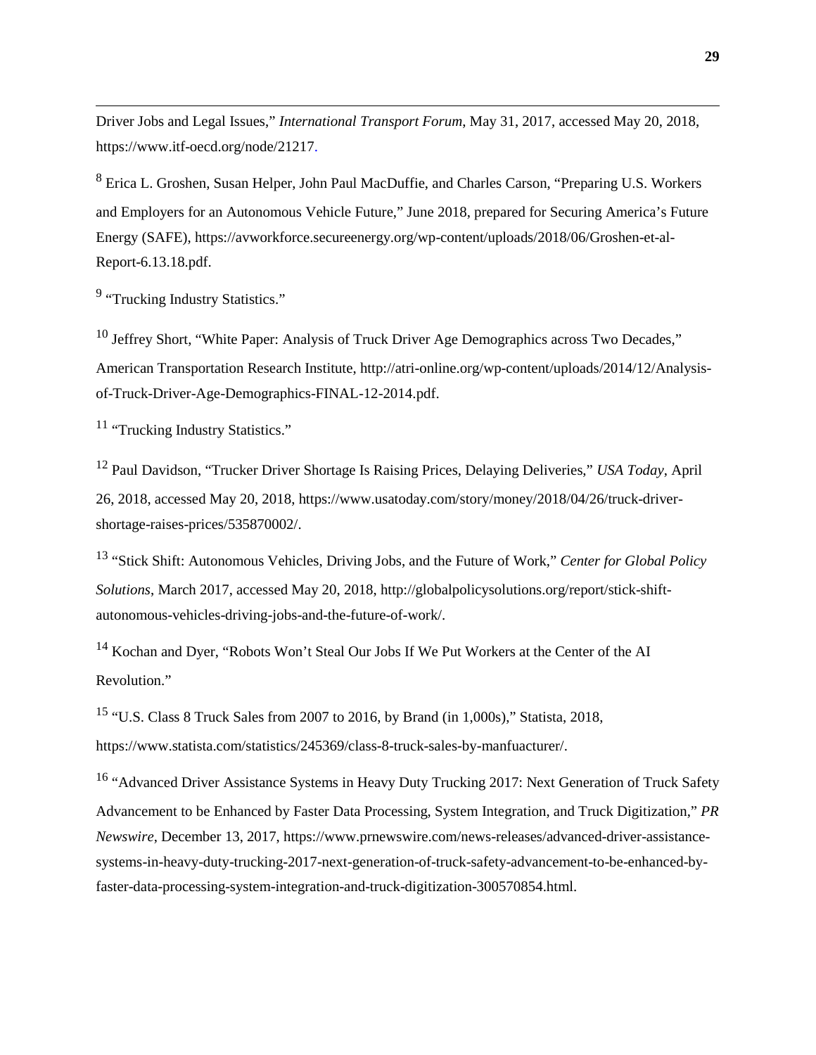Driver Jobs and Legal Issues," *International Transport Forum*, May 31, 2017, accessed May 20, 2018, https://www.itf-oecd.org/node/21217.

[8] Erica L. Groshen, Susan Helper, John Paul MacDuffie, and Charles Carson, "Preparing U.S. Workers and Employers for an Autonomous Vehicle Future," June 2018, prepared for Securing America's Future Energy (SAFE), https://avworkforce.secureenergy.org/wp-content/uploads/2018/06/Groshen-et-al-Report-6.13.18.pdf.

[9] "Trucking Industry Statistics."

[10] Jeffrey Short, "White Paper: Analysis of Truck Driver Age Demographics across Two Decades," American Transportation Research Institute, http://atri-online.org/wp-content/uploads/2014/12/Analysis-of-Truck-Driver-Age-Demographics-FINAL-12-2014.pdf.

[11] "Trucking Industry Statistics."

[12] Paul Davidson, "Trucker Driver Shortage Is Raising Prices, Delaying Deliveries," *USA Today*, April 26, 2018, accessed May 20, 2018, https://www.usatoday.com/story/money/2018/04/26/truck-driver-shortage-raises-prices/535870002/.

[13] "Stick Shift: Autonomous Vehicles, Driving Jobs, and the Future of Work," *Center for Global Policy Solutions*, March 2017, accessed May 20, 2018, http://globalpolicysolutions.org/report/stick-shift-autonomous-vehicles-driving-jobs-and-the-future-of-work/.

[14] Kochan and Dyer, "Robots Won't Steal Our Jobs If We Put Workers at the Center of the AI Revolution."

[15] "U.S. Class 8 Truck Sales from 2007 to 2016, by Brand (in 1,000s)," Statista, 2018, https://www.statista.com/statistics/245369/class-8-truck-sales-by-manfuacturer/.

[16] "Advanced Driver Assistance Systems in Heavy Duty Trucking 2017: Next Generation of Truck Safety Advancement to be Enhanced by Faster Data Processing, System Integration, and Truck Digitization," *PR Newswire*, December 13, 2017, https://www.prnewswire.com/news-releases/advanced-driver-assistance-systems-in-heavy-duty-trucking-2017-next-generation-of-truck-safety-advancement-to-be-enhanced-by-faster-data-processing-system-integration-and-truck-digitization-300570854.html.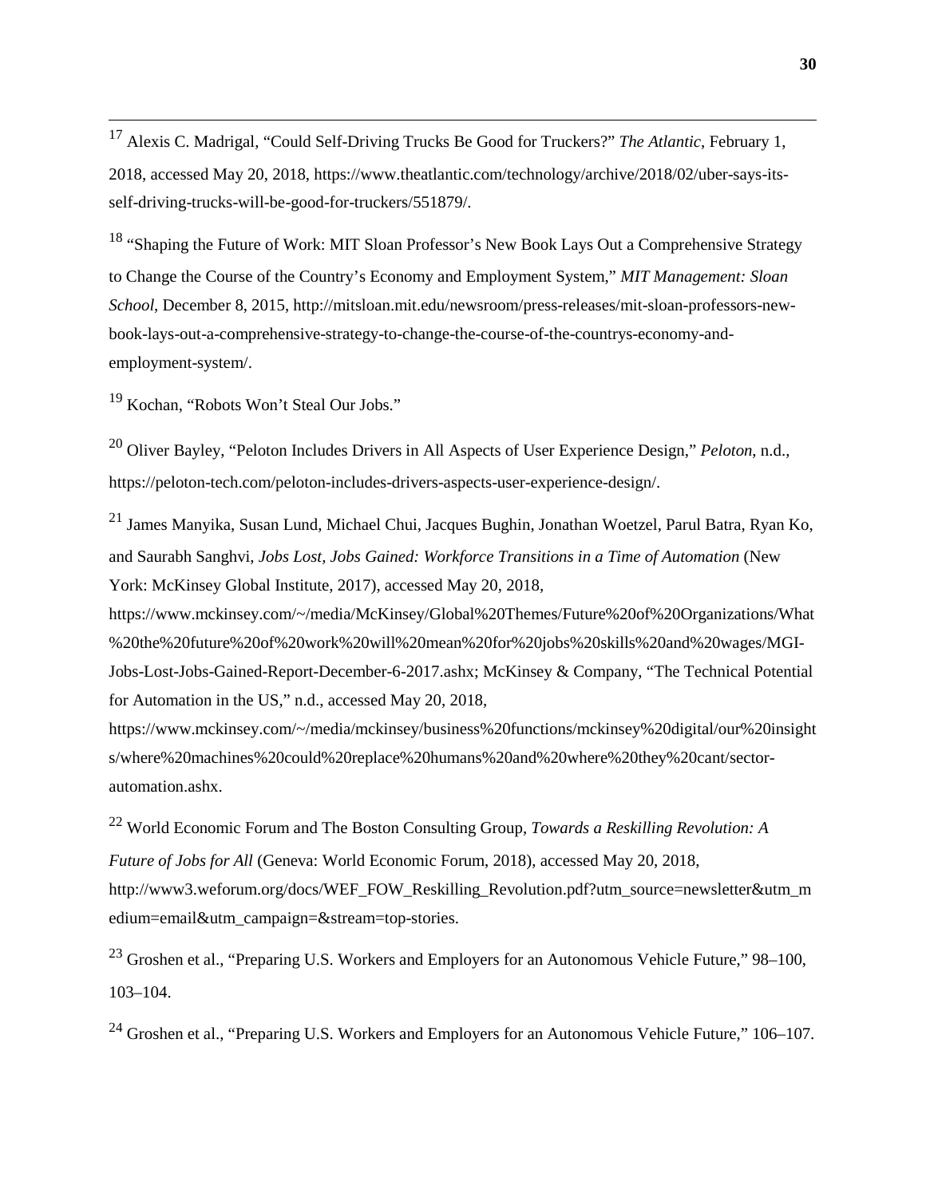[17] Alexis C. Madrigal, "Could Self-Driving Trucks Be Good for Truckers?" *The Atlantic*, February 1, 2018, accessed May 20, 2018, https://www.theatlantic.com/technology/archive/2018/02/uber-says-its-self-driving-trucks-will-be-good-for-truckers/551879/.

[18] "Shaping the Future of Work: MIT Sloan Professor's New Book Lays Out a Comprehensive Strategy to Change the Course of the Country's Economy and Employment System," *MIT Management: Sloan School*, December 8, 2015, http://mitsloan.mit.edu/newsroom/press-releases/mit-sloan-professors-new-book-lays-out-a-comprehensive-strategy-to-change-the-course-of-the-countrys-economy-and-employment-system/.

[19] Kochan, "Robots Won't Steal Our Jobs."

[20] Oliver Bayley, "Peloton Includes Drivers in All Aspects of User Experience Design," *Peloton*, n.d., https://peloton-tech.com/peloton-includes-drivers-aspects-user-experience-design/.

[21] James Manyika, Susan Lund, Michael Chui, Jacques Bughin, Jonathan Woetzel, Parul Batra, Ryan Ko, and Saurabh Sanghvi, *Jobs Lost, Jobs Gained: Workforce Transitions in a Time of Automation* (New York: McKinsey Global Institute, 2017), accessed May 20, 2018, https://www.mckinsey.com/~/media/McKinsey/Global%20Themes/Future%20of%20Organizations/What%20the%20future%20of%20work%20will%20mean%20for%20jobs%20skills%20and%20wages/MGI-Jobs-Lost-Jobs-Gained-Report-December-6-2017.ashx; McKinsey & Company, "The Technical Potential for Automation in the US," n.d., accessed May 20, 2018, https://www.mckinsey.com/~/media/mckinsey/business%20functions/mckinsey%20digital/our%20insights/where%20machines%20could%20replace%20humans%20and%20where%20they%20cant/sector-automation.ashx.

[22] World Economic Forum and The Boston Consulting Group, *Towards a Reskilling Revolution: A Future of Jobs for All* (Geneva: World Economic Forum, 2018), accessed May 20, 2018, http://www3.weforum.org/docs/WEF_FOW_Reskilling_Revolution.pdf?utm_source=newsletter&utm_medium=email&utm_campaign=&stream=top-stories.

[23] Groshen et al., "Preparing U.S. Workers and Employers for an Autonomous Vehicle Future," 98–100, 103–104.

[24] Groshen et al., "Preparing U.S. Workers and Employers for an Autonomous Vehicle Future," 106–107.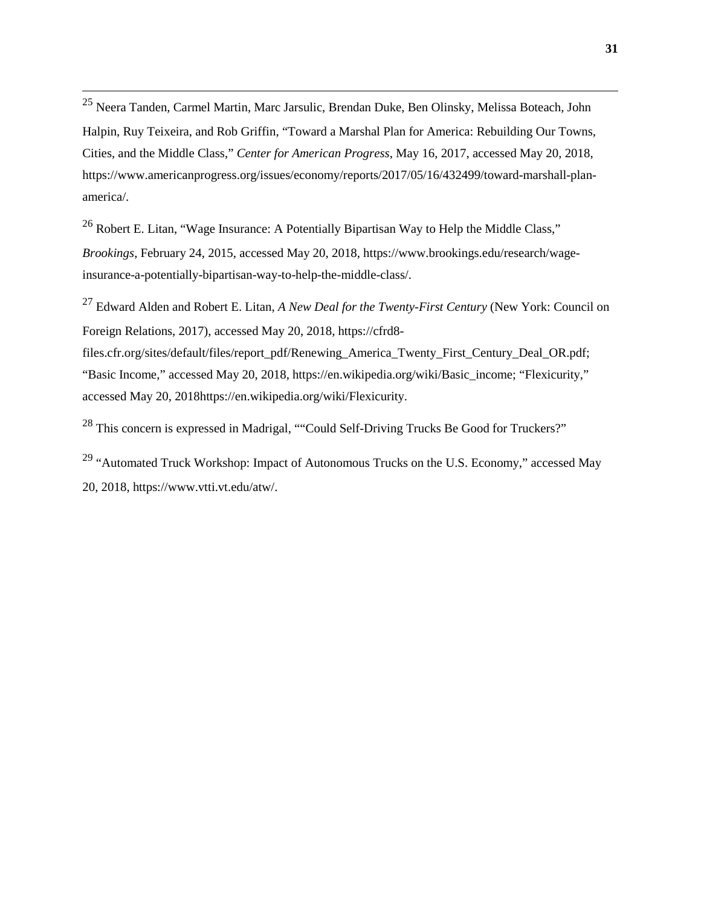[25] Neera Tanden, Carmel Martin, Marc Jarsulic, Brendan Duke, Ben Olinsky, Melissa Boteach, John Halpin, Ruy Teixeira, and Rob Griffin, "Toward a Marshal Plan for America: Rebuilding Our Towns, Cities, and the Middle Class," *Center for American Progress*, May 16, 2017, accessed May 20, 2018, https://www.americanprogress.org/issues/economy/reports/2017/05/16/432499/toward-marshall-plan-america/.

[26] Robert E. Litan, "Wage Insurance: A Potentially Bipartisan Way to Help the Middle Class," *Brookings*, February 24, 2015, accessed May 20, 2018, https://www.brookings.edu/research/wage-insurance-a-potentially-bipartisan-way-to-help-the-middle-class/.

[27] Edward Alden and Robert E. Litan, *A New Deal for the Twenty-First Century* (New York: Council on Foreign Relations, 2017), accessed May 20, 2018, https://cfrd8-files.cfr.org/sites/default/files/report_pdf/Renewing_America_Twenty_First_Century_Deal_OR.pdf; "Basic Income," accessed May 20, 2018, https://en.wikipedia.org/wiki/Basic_income; "Flexicurity," accessed May 20, 2018https://en.wikipedia.org/wiki/Flexicurity.

[28] This concern is expressed in Madrigal, ""Could Self-Driving Trucks Be Good for Truckers?"

[29] "Automated Truck Workshop: Impact of Autonomous Trucks on the U.S. Economy," accessed May 20, 2018, https://www.vtti.vt.edu/atw/.